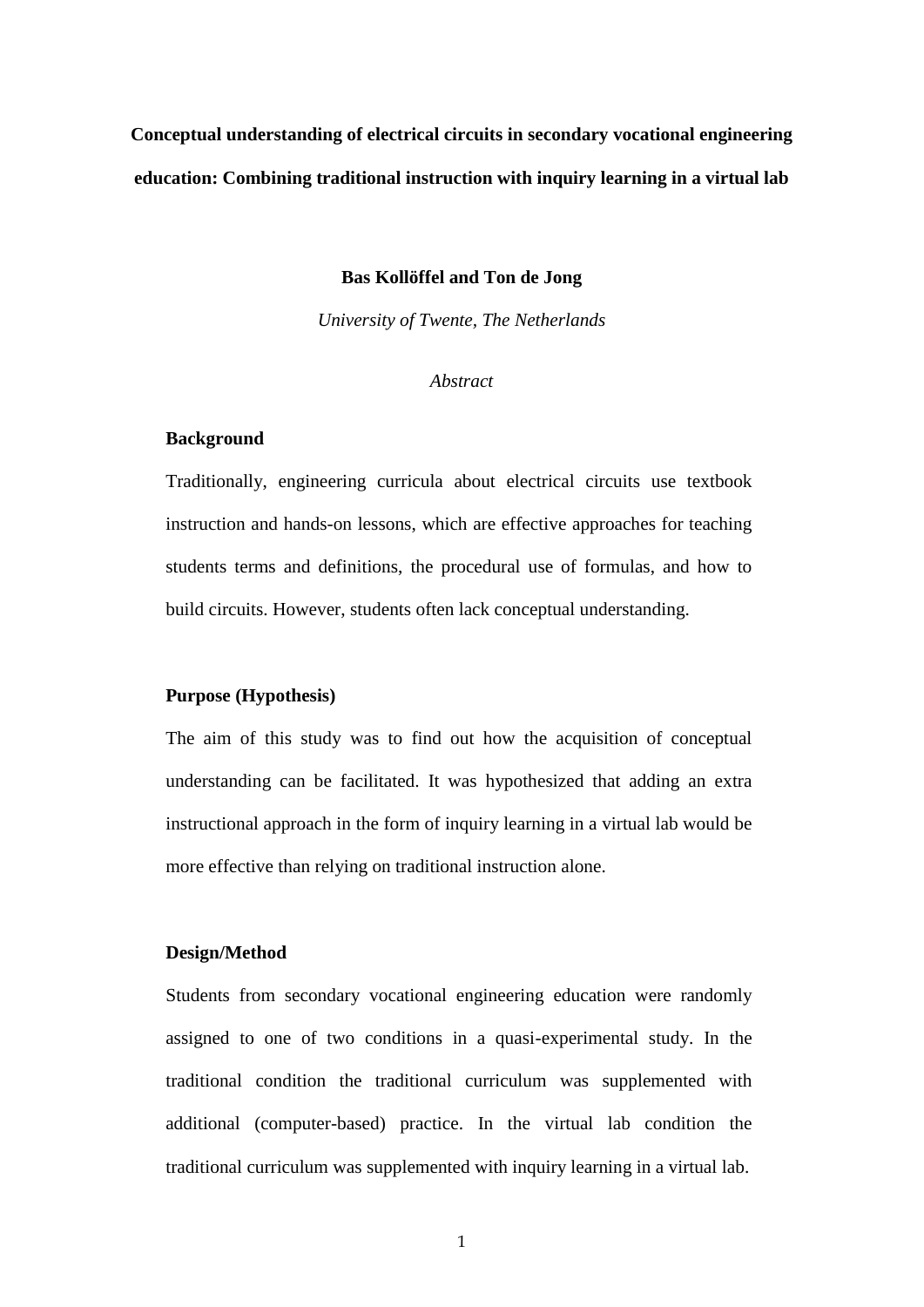# Conceptual understanding of electrical circuits in secondary vocational engineering education: Combining traditional instruction with inquiry learning in a virtual lab

**Bas Kollöffel and Ton de Jong**

*University of Twente, The Netherlands*

*Abstract*

### Background

Traditionally, engineering curricula about electrical circuits use textbook instruction and hands-on lessons, which are effective approaches for teaching students terms and definitions, the procedural use of formulas, and how to build circuits. However, students often lack conceptual understanding.

### Purpose (Hypothesis)

The aim of this study was to find out how the acquisition of conceptual understanding can be facilitated. It was hypothesized that adding an extra instructional approach in the form of inquiry learning in a virtual lab would be more effective than relying on traditional instruction alone.

### Design/Method

Students from secondary vocational engineering education were randomly assigned to one of two conditions in a quasi-experimental study. In the traditional condition the traditional curriculum was supplemented with additional (computer-based) practice. In the virtual lab condition the traditional curriculum was supplemented with inquiry learning in a virtual lab.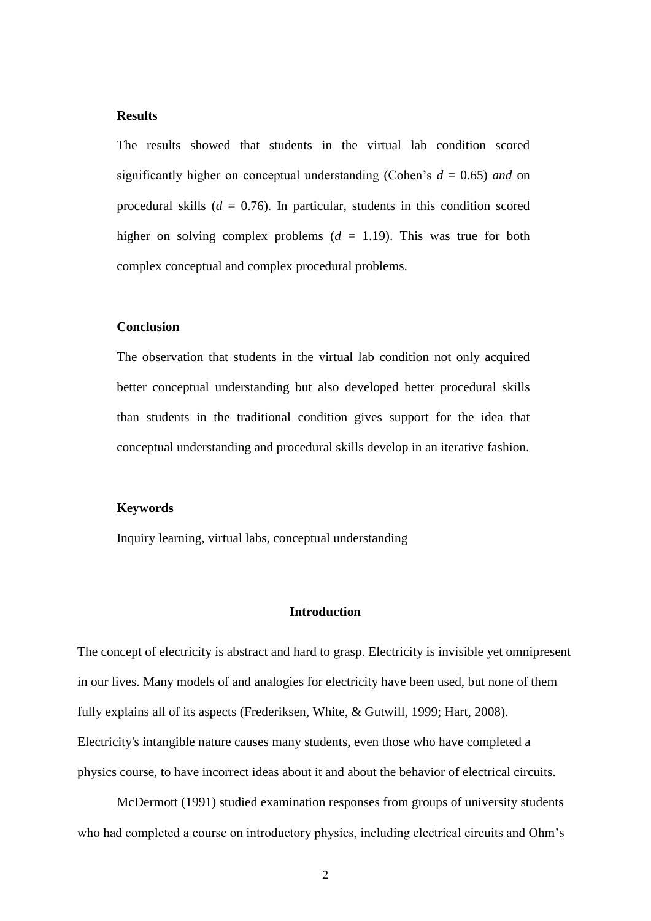### Results

The results showed that students in the virtual lab condition scored significantly higher on conceptual understanding (Cohen's $d = 0.65$) *and* on procedural skills ($d = 0.76$). In particular, students in this condition scored higher on solving complex problems ($d = 1.19$). This was true for both complex conceptual and complex procedural problems.

### Conclusion

The observation that students in the virtual lab condition not only acquired better conceptual understanding but also developed better procedural skills than students in the traditional condition gives support for the idea that conceptual understanding and procedural skills develop in an iterative fashion.

### Keywords

Inquiry learning, virtual labs, conceptual understanding

## Introduction

The concept of electricity is abstract and hard to grasp. Electricity is invisible yet omnipresent in our lives. Many models of and analogies for electricity have been used, but none of them fully explains all of its aspects (Frederiksen, White, & Gutwill, 1999; Hart, 2008). Electricity's intangible nature causes many students, even those who have completed a physics course, to have incorrect ideas about it and about the behavior of electrical circuits.

McDermott (1991) studied examination responses from groups of university students who had completed a course on introductory physics, including electrical circuits and Ohm's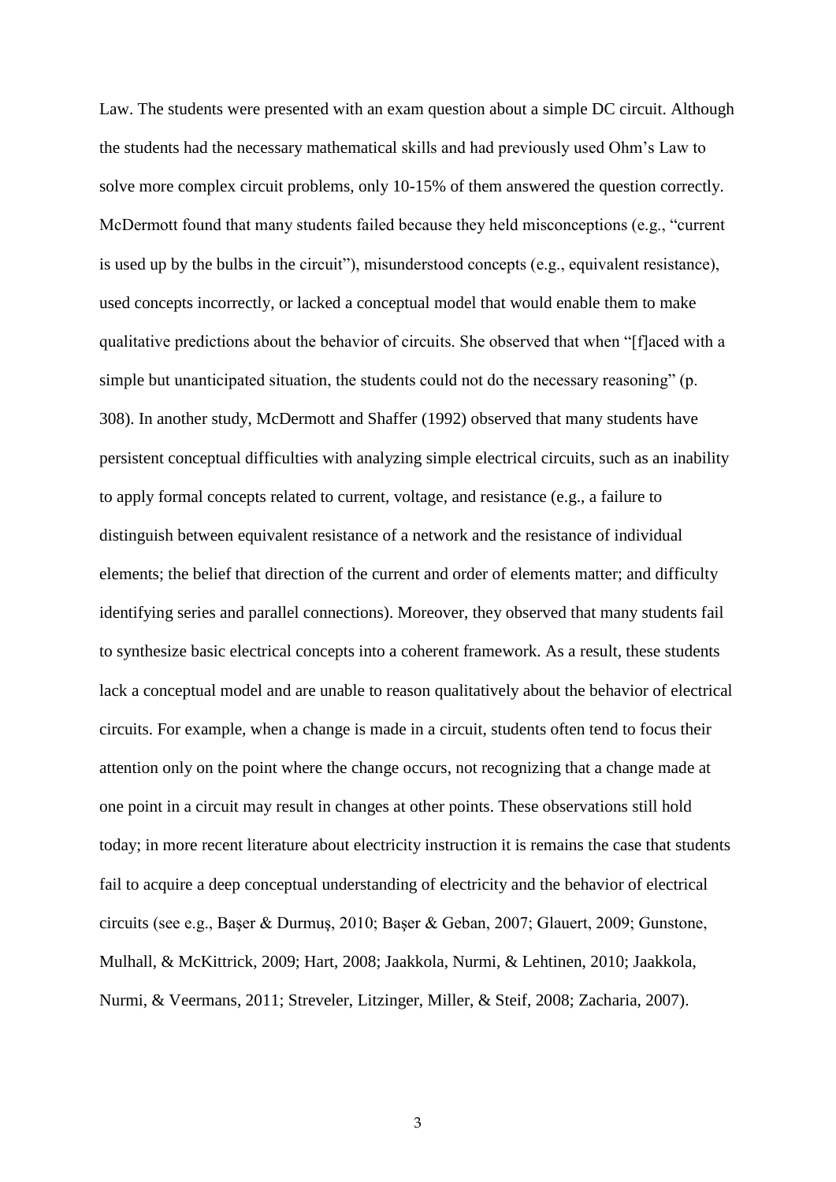Law. The students were presented with an exam question about a simple DC circuit. Although the students had the necessary mathematical skills and had previously used Ohm's Law to solve more complex circuit problems, only 10-15% of them answered the question correctly. McDermott found that many students failed because they held misconceptions (e.g., "current is used up by the bulbs in the circuit"), misunderstood concepts (e.g., equivalent resistance), used concepts incorrectly, or lacked a conceptual model that would enable them to make qualitative predictions about the behavior of circuits. She observed that when "[f]aced with a simple but unanticipated situation, the students could not do the necessary reasoning" (p. 308). In another study, McDermott and Shaffer (1992) observed that many students have persistent conceptual difficulties with analyzing simple electrical circuits, such as an inability to apply formal concepts related to current, voltage, and resistance (e.g., a failure to distinguish between equivalent resistance of a network and the resistance of individual elements; the belief that direction of the current and order of elements matter; and difficulty identifying series and parallel connections). Moreover, they observed that many students fail to synthesize basic electrical concepts into a coherent framework. As a result, these students lack a conceptual model and are unable to reason qualitatively about the behavior of electrical circuits. For example, when a change is made in a circuit, students often tend to focus their attention only on the point where the change occurs, not recognizing that a change made at one point in a circuit may result in changes at other points. These observations still hold today; in more recent literature about electricity instruction it is remains the case that students fail to acquire a deep conceptual understanding of electricity and the behavior of electrical circuits (see e.g., Başer & Durmuş, 2010; Başer & Geban, 2007; Glauert, 2009; Gunstone, Mulhall, & McKittrick, 2009; Hart, 2008; Jaakkola, Nurmi, & Lehtinen, 2010; Jaakkola, Nurmi, & Veermans, 2011; Streveler, Litzinger, Miller, & Steif, 2008; Zacharia, 2007).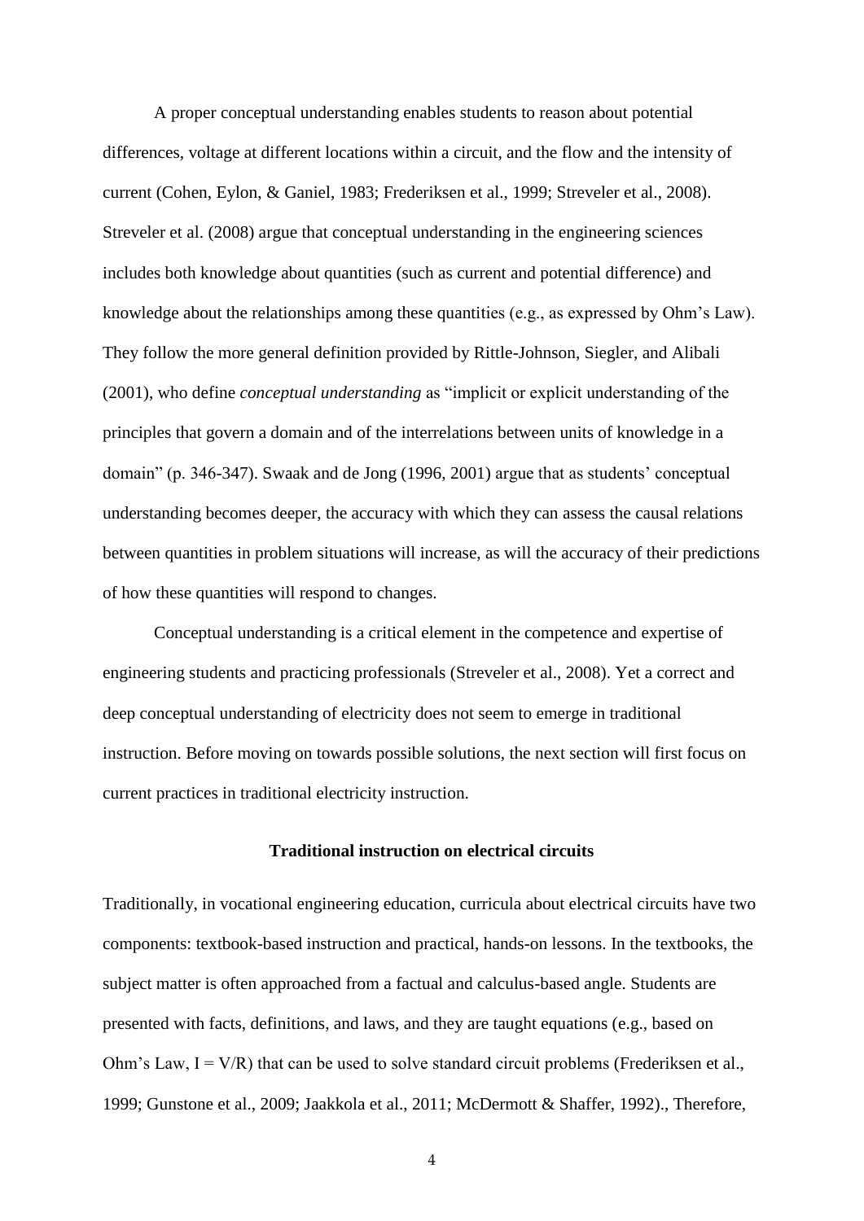A proper conceptual understanding enables students to reason about potential differences, voltage at different locations within a circuit, and the flow and the intensity of current (Cohen, Eylon, & Ganiel, 1983; Frederiksen et al., 1999; Streveler et al., 2008). Streveler et al. (2008) argue that conceptual understanding in the engineering sciences includes both knowledge about quantities (such as current and potential difference) and knowledge about the relationships among these quantities (e.g., as expressed by Ohm's Law). They follow the more general definition provided by Rittle-Johnson, Siegler, and Alibali (2001), who define *conceptual understanding* as "implicit or explicit understanding of the principles that govern a domain and of the interrelations between units of knowledge in a domain" (p. 346-347). Swaak and de Jong (1996, 2001) argue that as students' conceptual understanding becomes deeper, the accuracy with which they can assess the causal relations between quantities in problem situations will increase, as will the accuracy of their predictions of how these quantities will respond to changes.

Conceptual understanding is a critical element in the competence and expertise of engineering students and practicing professionals (Streveler et al., 2008). Yet a correct and deep conceptual understanding of electricity does not seem to emerge in traditional instruction. Before moving on towards possible solutions, the next section will first focus on current practices in traditional electricity instruction.

## Traditional instruction on electrical circuits

Traditionally, in vocational engineering education, curricula about electrical circuits have two components: textbook-based instruction and practical, hands-on lessons. In the textbooks, the subject matter is often approached from a factual and calculus-based angle. Students are presented with facts, definitions, and laws, and they are taught equations (e.g., based on Ohm's Law, $I = V/R$) that can be used to solve standard circuit problems (Frederiksen et al., 1999; Gunstone et al., 2009; Jaakkola et al., 2011; McDermott & Shaffer, 1992)., Therefore,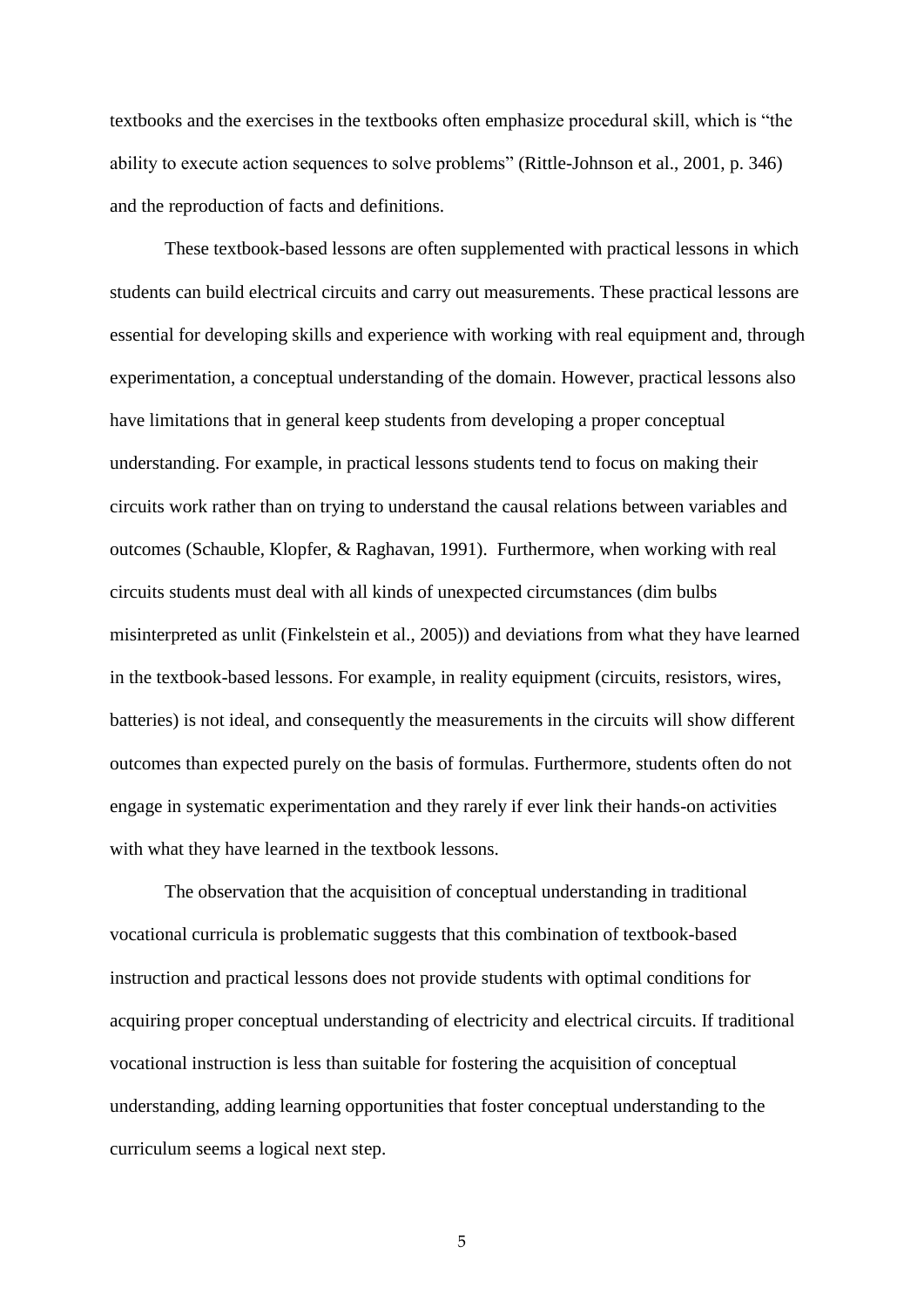textbooks and the exercises in the textbooks often emphasize procedural skill, which is "the ability to execute action sequences to solve problems" (Rittle-Johnson et al., 2001, p. 346) and the reproduction of facts and definitions.

These textbook-based lessons are often supplemented with practical lessons in which students can build electrical circuits and carry out measurements. These practical lessons are essential for developing skills and experience with working with real equipment and, through experimentation, a conceptual understanding of the domain. However, practical lessons also have limitations that in general keep students from developing a proper conceptual understanding. For example, in practical lessons students tend to focus on making their circuits work rather than on trying to understand the causal relations between variables and outcomes (Schauble, Klopfer, & Raghavan, 1991). Furthermore, when working with real circuits students must deal with all kinds of unexpected circumstances (dim bulbs misinterpreted as unlit (Finkelstein et al., 2005)) and deviations from what they have learned in the textbook-based lessons. For example, in reality equipment (circuits, resistors, wires, batteries) is not ideal, and consequently the measurements in the circuits will show different outcomes than expected purely on the basis of formulas. Furthermore, students often do not engage in systematic experimentation and they rarely if ever link their hands-on activities with what they have learned in the textbook lessons.

The observation that the acquisition of conceptual understanding in traditional vocational curricula is problematic suggests that this combination of textbook-based instruction and practical lessons does not provide students with optimal conditions for acquiring proper conceptual understanding of electricity and electrical circuits. If traditional vocational instruction is less than suitable for fostering the acquisition of conceptual understanding, adding learning opportunities that foster conceptual understanding to the curriculum seems a logical next step.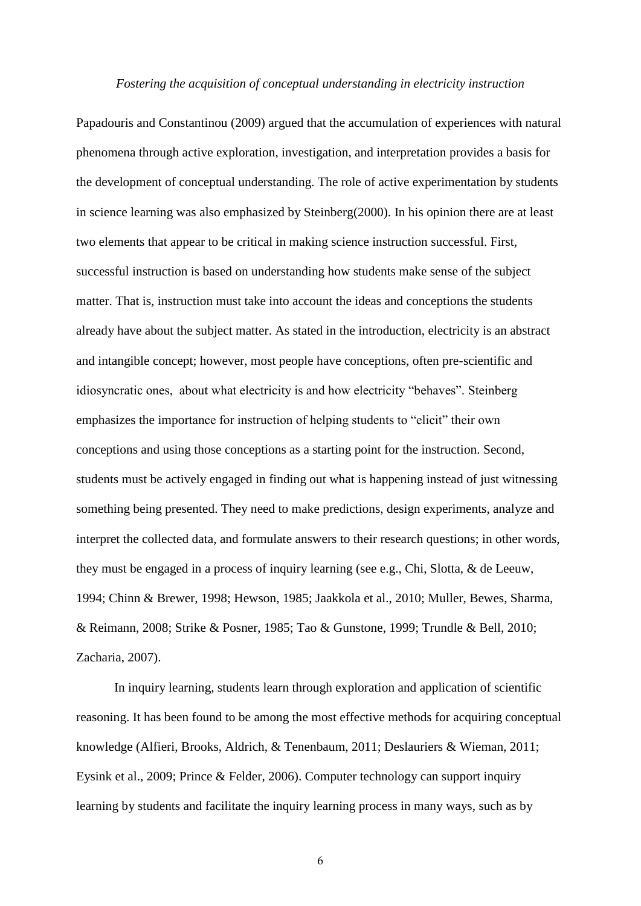*Fostering the acquisition of conceptual understanding in electricity instruction*

Papadouris and Constantinou (2009) argued that the accumulation of experiences with natural phenomena through active exploration, investigation, and interpretation provides a basis for the development of conceptual understanding. The role of active experimentation by students in science learning was also emphasized by Steinberg(2000). In his opinion there are at least two elements that appear to be critical in making science instruction successful. First, successful instruction is based on understanding how students make sense of the subject matter. That is, instruction must take into account the ideas and conceptions the students already have about the subject matter. As stated in the introduction, electricity is an abstract and intangible concept; however, most people have conceptions, often pre-scientific and idiosyncratic ones, about what electricity is and how electricity "behaves". Steinberg emphasizes the importance for instruction of helping students to "elicit" their own conceptions and using those conceptions as a starting point for the instruction. Second, students must be actively engaged in finding out what is happening instead of just witnessing something being presented. They need to make predictions, design experiments, analyze and interpret the collected data, and formulate answers to their research questions; in other words, they must be engaged in a process of inquiry learning (see e.g., Chi, Slotta, & de Leeuw, 1994; Chinn & Brewer, 1998; Hewson, 1985; Jaakkola et al., 2010; Muller, Bewes, Sharma, & Reimann, 2008; Strike & Posner, 1985; Tao & Gunstone, 1999; Trundle & Bell, 2010; Zacharia, 2007).

In inquiry learning, students learn through exploration and application of scientific reasoning. It has been found to be among the most effective methods for acquiring conceptual knowledge (Alfieri, Brooks, Aldrich, & Tenenbaum, 2011; Deslauriers & Wieman, 2011; Eysink et al., 2009; Prince & Felder, 2006). Computer technology can support inquiry learning by students and facilitate the inquiry learning process in many ways, such as by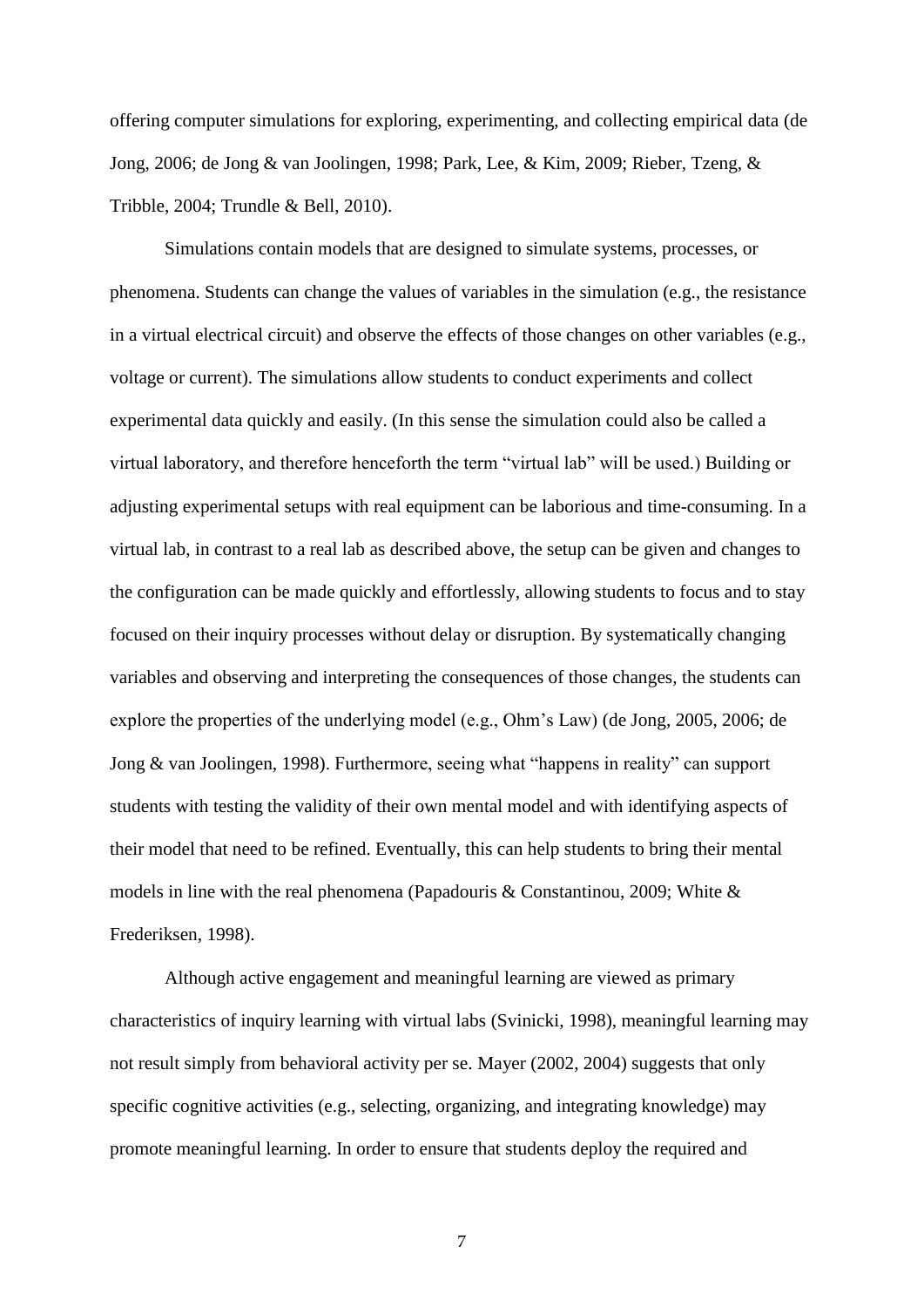offering computer simulations for exploring, experimenting, and collecting empirical data (de Jong, 2006; de Jong & van Joolingen, 1998; Park, Lee, & Kim, 2009; Rieber, Tzeng, & Tribble, 2004; Trundle & Bell, 2010).

Simulations contain models that are designed to simulate systems, processes, or phenomena. Students can change the values of variables in the simulation (e.g., the resistance in a virtual electrical circuit) and observe the effects of those changes on other variables (e.g., voltage or current). The simulations allow students to conduct experiments and collect experimental data quickly and easily. (In this sense the simulation could also be called a virtual laboratory, and therefore henceforth the term "virtual lab" will be used.) Building or adjusting experimental setups with real equipment can be laborious and time-consuming. In a virtual lab, in contrast to a real lab as described above, the setup can be given and changes to the configuration can be made quickly and effortlessly, allowing students to focus and to stay focused on their inquiry processes without delay or disruption. By systematically changing variables and observing and interpreting the consequences of those changes, the students can explore the properties of the underlying model (e.g., Ohm's Law) (de Jong, 2005, 2006; de Jong & van Joolingen, 1998). Furthermore, seeing what "happens in reality" can support students with testing the validity of their own mental model and with identifying aspects of their model that need to be refined. Eventually, this can help students to bring their mental models in line with the real phenomena (Papadouris & Constantinou, 2009; White & Frederiksen, 1998).

Although active engagement and meaningful learning are viewed as primary characteristics of inquiry learning with virtual labs (Svinicki, 1998), meaningful learning may not result simply from behavioral activity per se. Mayer (2002, 2004) suggests that only specific cognitive activities (e.g., selecting, organizing, and integrating knowledge) may promote meaningful learning. In order to ensure that students deploy the required and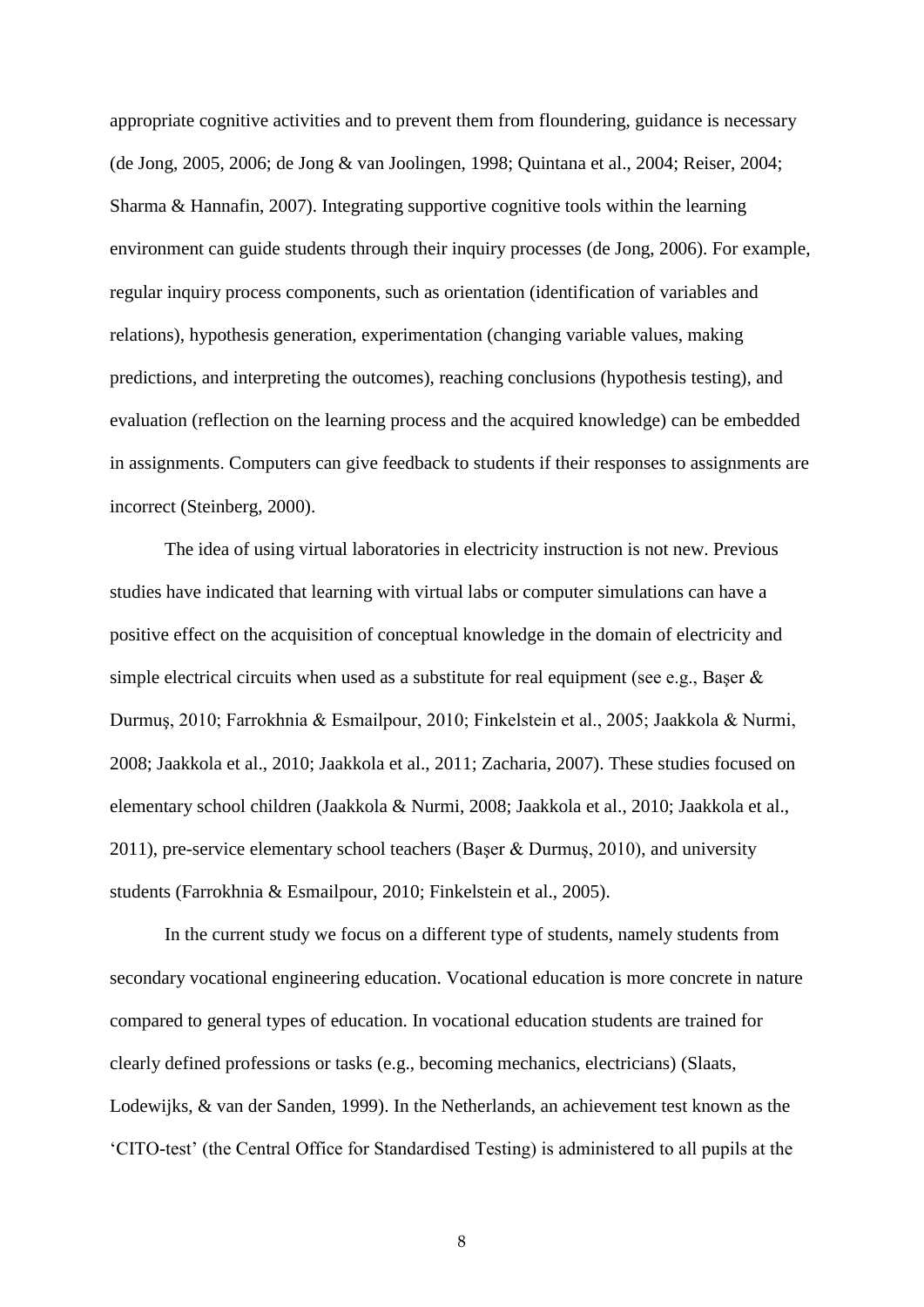appropriate cognitive activities and to prevent them from floundering, guidance is necessary (de Jong, 2005, 2006; de Jong & van Joolingen, 1998; Quintana et al., 2004; Reiser, 2004; Sharma & Hannafin, 2007). Integrating supportive cognitive tools within the learning environment can guide students through their inquiry processes (de Jong, 2006). For example, regular inquiry process components, such as orientation (identification of variables and relations), hypothesis generation, experimentation (changing variable values, making predictions, and interpreting the outcomes), reaching conclusions (hypothesis testing), and evaluation (reflection on the learning process and the acquired knowledge) can be embedded in assignments. Computers can give feedback to students if their responses to assignments are incorrect (Steinberg, 2000).

The idea of using virtual laboratories in electricity instruction is not new. Previous studies have indicated that learning with virtual labs or computer simulations can have a positive effect on the acquisition of conceptual knowledge in the domain of electricity and simple electrical circuits when used as a substitute for real equipment (see e.g., Başer & Durmuş, 2010; Farrokhnia & Esmailpour, 2010; Finkelstein et al., 2005; Jaakkola & Nurmi, 2008; Jaakkola et al., 2010; Jaakkola et al., 2011; Zacharia, 2007). These studies focused on elementary school children (Jaakkola & Nurmi, 2008; Jaakkola et al., 2010; Jaakkola et al., 2011), pre-service elementary school teachers (Başer & Durmuş, 2010), and university students (Farrokhnia & Esmailpour, 2010; Finkelstein et al., 2005).

In the current study we focus on a different type of students, namely students from secondary vocational engineering education. Vocational education is more concrete in nature compared to general types of education. In vocational education students are trained for clearly defined professions or tasks (e.g., becoming mechanics, electricians) (Slaats, Lodewijks, & van der Sanden, 1999). In the Netherlands, an achievement test known as the 'CITO-test' (the Central Office for Standardised Testing) is administered to all pupils at the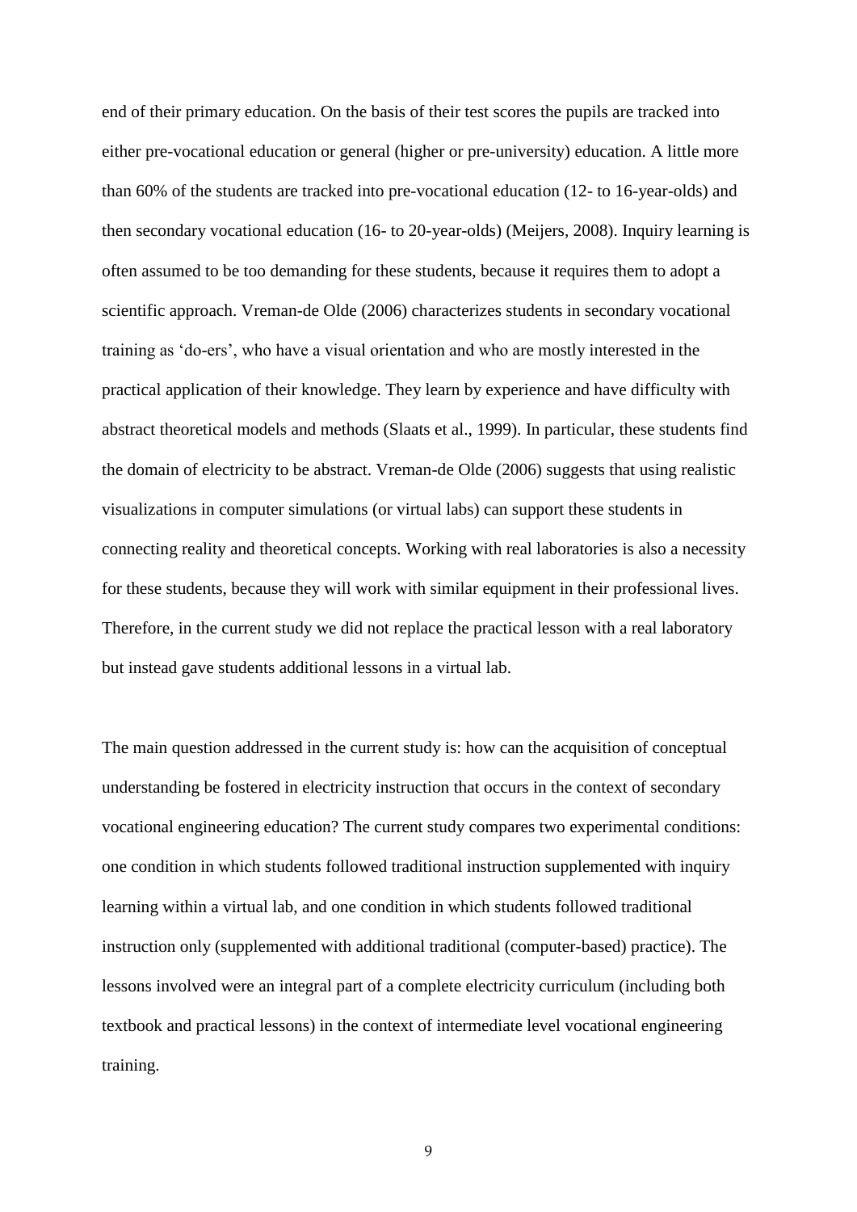end of their primary education. On the basis of their test scores the pupils are tracked into either pre-vocational education or general (higher or pre-university) education. A little more than 60% of the students are tracked into pre-vocational education (12- to 16-year-olds) and then secondary vocational education (16- to 20-year-olds) (Meijers, 2008). Inquiry learning is often assumed to be too demanding for these students, because it requires them to adopt a scientific approach. Vreman-de Olde (2006) characterizes students in secondary vocational training as 'do-ers', who have a visual orientation and who are mostly interested in the practical application of their knowledge. They learn by experience and have difficulty with abstract theoretical models and methods (Slaats et al., 1999). In particular, these students find the domain of electricity to be abstract. Vreman-de Olde (2006) suggests that using realistic visualizations in computer simulations (or virtual labs) can support these students in connecting reality and theoretical concepts. Working with real laboratories is also a necessity for these students, because they will work with similar equipment in their professional lives. Therefore, in the current study we did not replace the practical lesson with a real laboratory but instead gave students additional lessons in a virtual lab.

The main question addressed in the current study is: how can the acquisition of conceptual understanding be fostered in electricity instruction that occurs in the context of secondary vocational engineering education? The current study compares two experimental conditions: one condition in which students followed traditional instruction supplemented with inquiry learning within a virtual lab, and one condition in which students followed traditional instruction only (supplemented with additional traditional (computer-based) practice). The lessons involved were an integral part of a complete electricity curriculum (including both textbook and practical lessons) in the context of intermediate level vocational engineering training.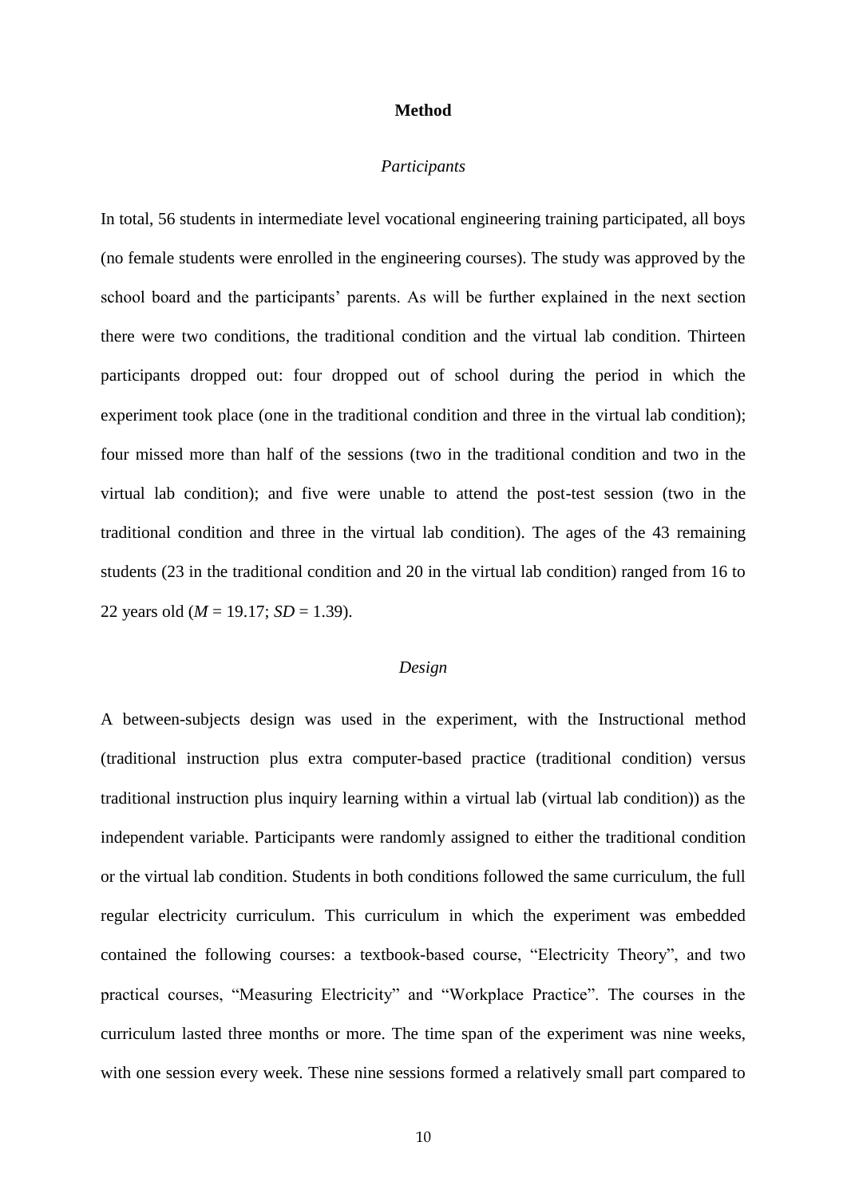# Method

## *Participants*

In total, 56 students in intermediate level vocational engineering training participated, all boys (no female students were enrolled in the engineering courses). The study was approved by the school board and the participants' parents. As will be further explained in the next section there were two conditions, the traditional condition and the virtual lab condition. Thirteen participants dropped out: four dropped out of school during the period in which the experiment took place (one in the traditional condition and three in the virtual lab condition); four missed more than half of the sessions (two in the traditional condition and two in the virtual lab condition); and five were unable to attend the post-test session (two in the traditional condition and three in the virtual lab condition). The ages of the 43 remaining students (23 in the traditional condition and 20 in the virtual lab condition) ranged from 16 to 22 years old ($M$ = 19.17; $SD$ = 1.39).

## *Design*

A between-subjects design was used in the experiment, with the Instructional method (traditional instruction plus extra computer-based practice (traditional condition) versus traditional instruction plus inquiry learning within a virtual lab (virtual lab condition)) as the independent variable. Participants were randomly assigned to either the traditional condition or the virtual lab condition. Students in both conditions followed the same curriculum, the full regular electricity curriculum. This curriculum in which the experiment was embedded contained the following courses: a textbook-based course, "Electricity Theory", and two practical courses, "Measuring Electricity" and "Workplace Practice". The courses in the curriculum lasted three months or more. The time span of the experiment was nine weeks, with one session every week. These nine sessions formed a relatively small part compared to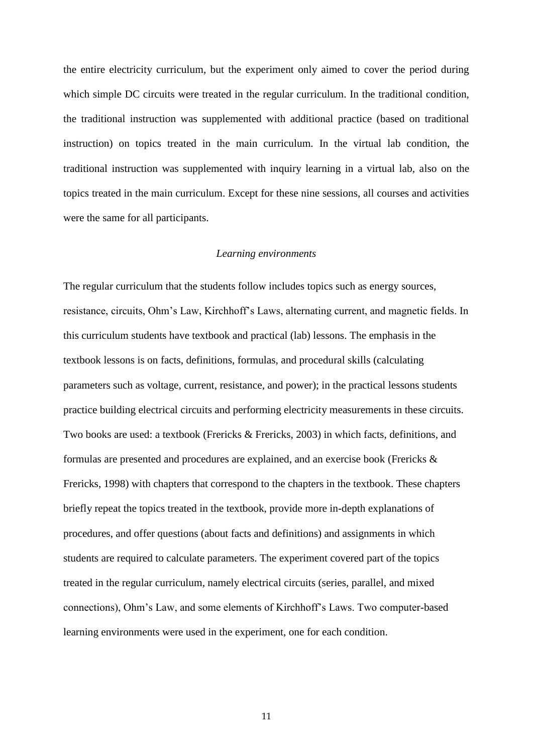the entire electricity curriculum, but the experiment only aimed to cover the period during which simple DC circuits were treated in the regular curriculum. In the traditional condition, the traditional instruction was supplemented with additional practice (based on traditional instruction) on topics treated in the main curriculum. In the virtual lab condition, the traditional instruction was supplemented with inquiry learning in a virtual lab, also on the topics treated in the main curriculum. Except for these nine sessions, all courses and activities were the same for all participants.

### *Learning environments*

The regular curriculum that the students follow includes topics such as energy sources, resistance, circuits, Ohm's Law, Kirchhoff's Laws, alternating current, and magnetic fields. In this curriculum students have textbook and practical (lab) lessons. The emphasis in the textbook lessons is on facts, definitions, formulas, and procedural skills (calculating parameters such as voltage, current, resistance, and power); in the practical lessons students practice building electrical circuits and performing electricity measurements in these circuits. Two books are used: a textbook (Frericks & Frericks, 2003) in which facts, definitions, and formulas are presented and procedures are explained, and an exercise book (Frericks & Frericks, 1998) with chapters that correspond to the chapters in the textbook. These chapters briefly repeat the topics treated in the textbook, provide more in-depth explanations of procedures, and offer questions (about facts and definitions) and assignments in which students are required to calculate parameters. The experiment covered part of the topics treated in the regular curriculum, namely electrical circuits (series, parallel, and mixed connections), Ohm's Law, and some elements of Kirchhoff's Laws. Two computer-based learning environments were used in the experiment, one for each condition.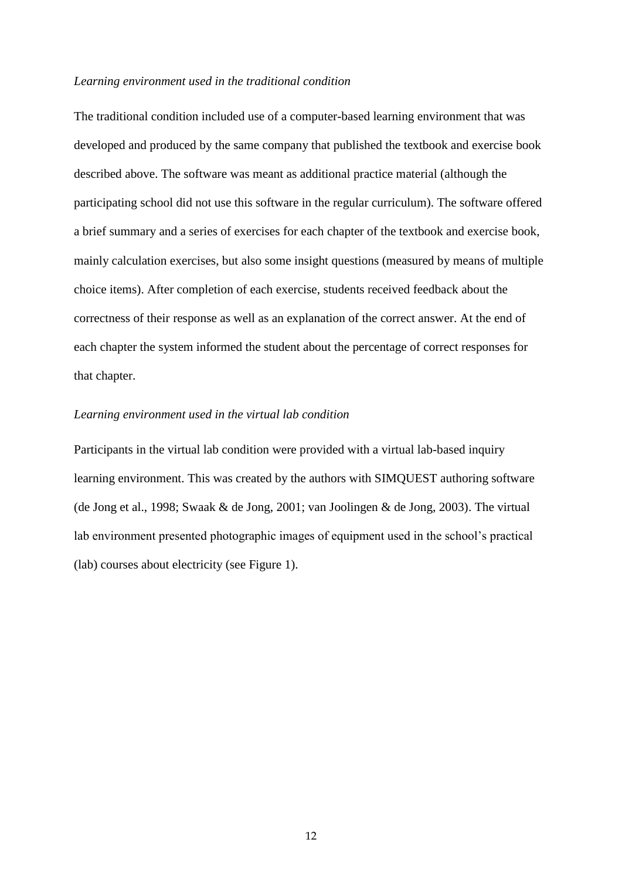*Learning environment used in the traditional condition*

The traditional condition included use of a computer-based learning environment that was developed and produced by the same company that published the textbook and exercise book described above. The software was meant as additional practice material (although the participating school did not use this software in the regular curriculum). The software offered a brief summary and a series of exercises for each chapter of the textbook and exercise book, mainly calculation exercises, but also some insight questions (measured by means of multiple choice items). After completion of each exercise, students received feedback about the correctness of their response as well as an explanation of the correct answer. At the end of each chapter the system informed the student about the percentage of correct responses for that chapter.

*Learning environment used in the virtual lab condition*

Participants in the virtual lab condition were provided with a virtual lab-based inquiry learning environment. This was created by the authors with SIMQUEST authoring software (de Jong et al., 1998; Swaak & de Jong, 2001; van Joolingen & de Jong, 2003). The virtual lab environment presented photographic images of equipment used in the school's practical (lab) courses about electricity (see Figure 1).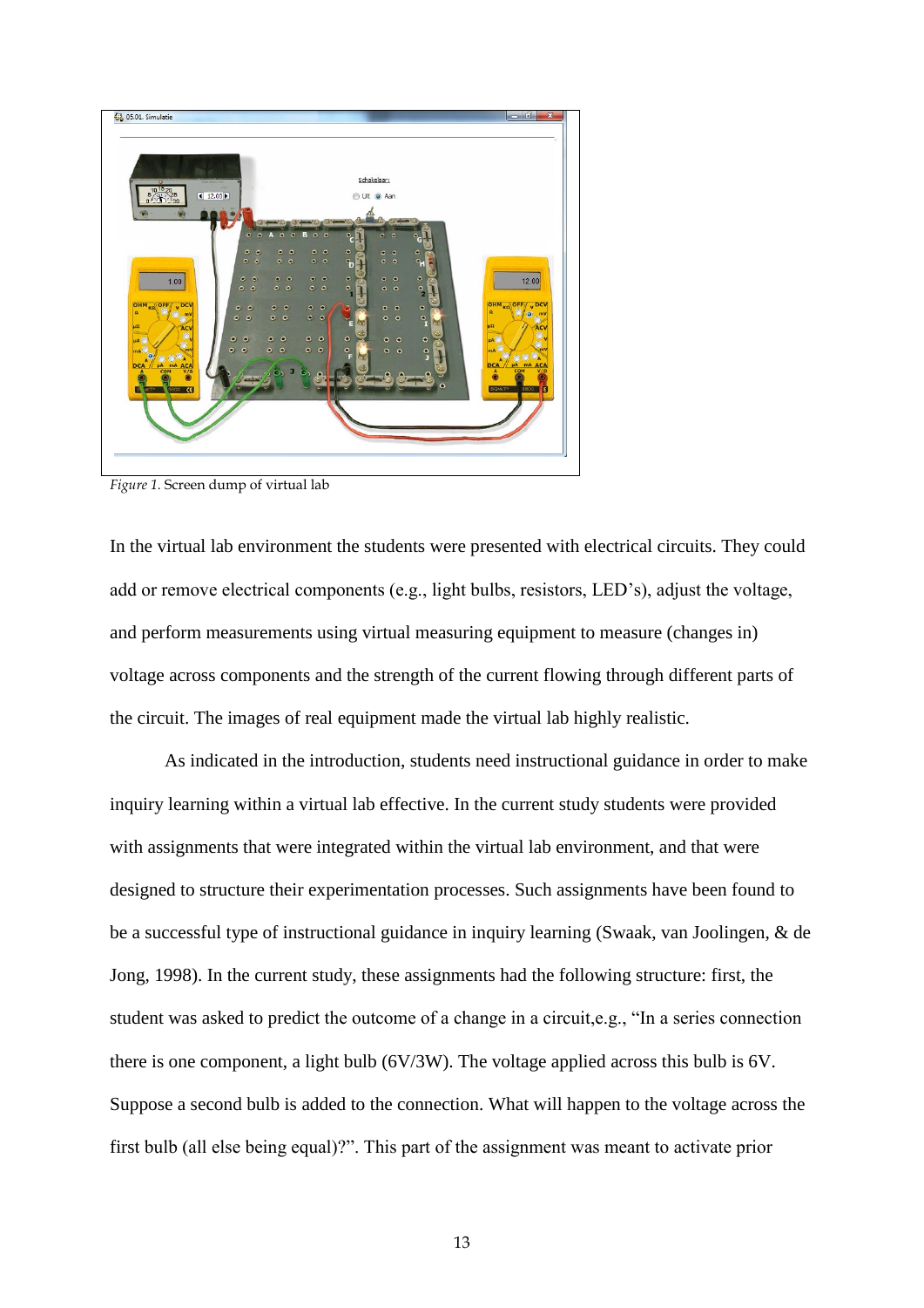*Figure 1.* Screen dump of virtual lab

In the virtual lab environment the students were presented with electrical circuits. They could add or remove electrical components (e.g., light bulbs, resistors, LED's), adjust the voltage, and perform measurements using virtual measuring equipment to measure (changes in) voltage across components and the strength of the current flowing through different parts of the circuit. The images of real equipment made the virtual lab highly realistic.

As indicated in the introduction, students need instructional guidance in order to make inquiry learning within a virtual lab effective. In the current study students were provided with assignments that were integrated within the virtual lab environment, and that were designed to structure their experimentation processes. Such assignments have been found to be a successful type of instructional guidance in inquiry learning (Swaak, van Joolingen, & de Jong, 1998). In the current study, these assignments had the following structure: first, the student was asked to predict the outcome of a change in a circuit,e.g., "In a series connection there is one component, a light bulb (6V/3W). The voltage applied across this bulb is 6V. Suppose a second bulb is added to the connection. What will happen to the voltage across the first bulb (all else being equal)?". This part of the assignment was meant to activate prior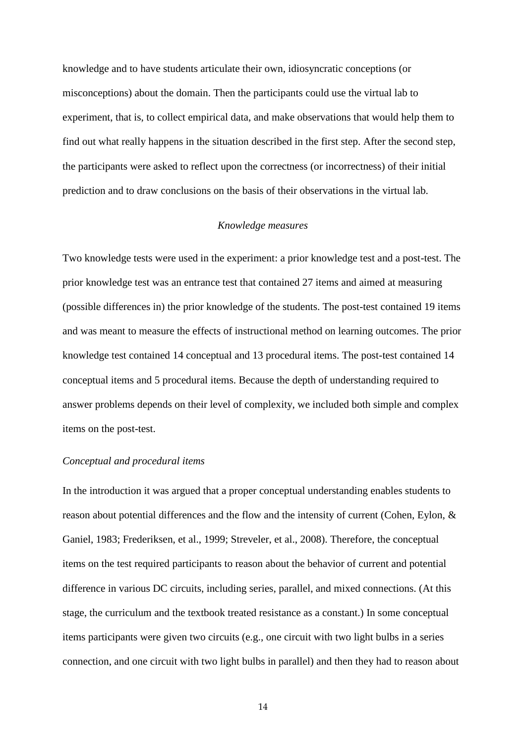knowledge and to have students articulate their own, idiosyncratic conceptions (or misconceptions) about the domain. Then the participants could use the virtual lab to experiment, that is, to collect empirical data, and make observations that would help them to find out what really happens in the situation described in the first step. After the second step, the participants were asked to reflect upon the correctness (or incorrectness) of their initial prediction and to draw conclusions on the basis of their observations in the virtual lab.

### *Knowledge measures*

Two knowledge tests were used in the experiment: a prior knowledge test and a post-test. The prior knowledge test was an entrance test that contained 27 items and aimed at measuring (possible differences in) the prior knowledge of the students. The post-test contained 19 items and was meant to measure the effects of instructional method on learning outcomes. The prior knowledge test contained 14 conceptual and 13 procedural items. The post-test contained 14 conceptual items and 5 procedural items. Because the depth of understanding required to answer problems depends on their level of complexity, we included both simple and complex items on the post-test.

#### *Conceptual and procedural items*

In the introduction it was argued that a proper conceptual understanding enables students to reason about potential differences and the flow and the intensity of current (Cohen, Eylon, & Ganiel, 1983; Frederiksen, et al., 1999; Streveler, et al., 2008). Therefore, the conceptual items on the test required participants to reason about the behavior of current and potential difference in various DC circuits, including series, parallel, and mixed connections. (At this stage, the curriculum and the textbook treated resistance as a constant.) In some conceptual items participants were given two circuits (e.g., one circuit with two light bulbs in a series connection, and one circuit with two light bulbs in parallel) and then they had to reason about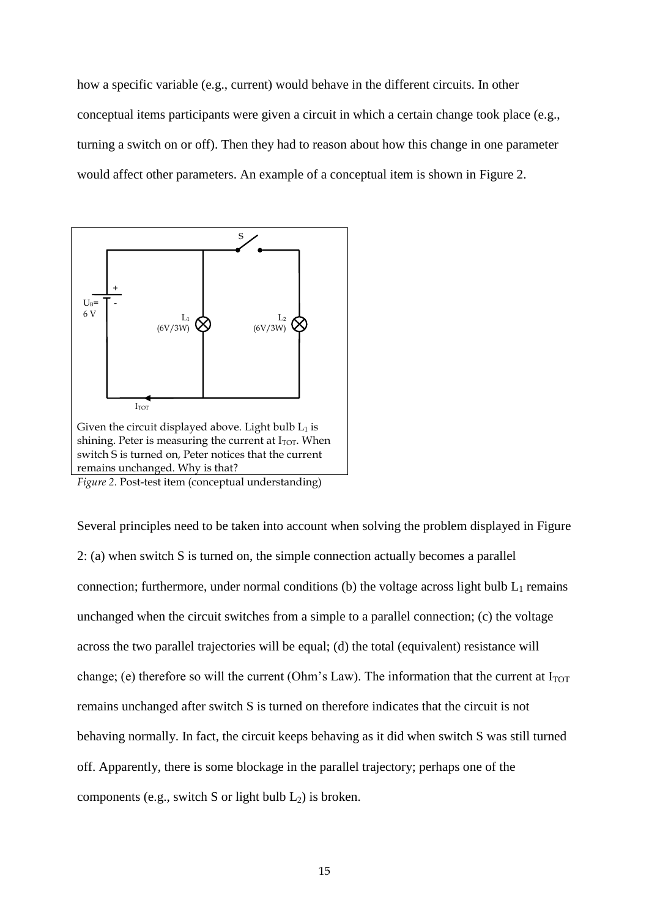how a specific variable (e.g., current) would behave in the different circuits. In other conceptual items participants were given a circuit in which a certain change took place (e.g., turning a switch on or off). Then they had to reason about how this change in one parameter would affect other parameters. An example of a conceptual item is shown in Figure 2.

S

+

-

$U_B$= 6 V

$L_1$ (6V/3W)

$L_2$ (6V/3W)

$I_{TOT}$

Given the circuit displayed above. Light bulb $L_1$ is shining. Peter is measuring the current at $I_{TOT}$. When switch S is turned on, Peter notices that the current remains unchanged. Why is that?

*Figure 2*. Post-test item (conceptual understanding)

Several principles need to be taken into account when solving the problem displayed in Figure 2: (a) when switch S is turned on, the simple connection actually becomes a parallel connection; furthermore, under normal conditions (b) the voltage across light bulb $L_1$ remains unchanged when the circuit switches from a simple to a parallel connection; (c) the voltage across the two parallel trajectories will be equal; (d) the total (equivalent) resistance will change; (e) therefore so will the current (Ohm's Law). The information that the current at $I_{TOT}$ remains unchanged after switch S is turned on therefore indicates that the circuit is not behaving normally. In fact, the circuit keeps behaving as it did when switch S was still turned off. Apparently, there is some blockage in the parallel trajectory; perhaps one of the components (e.g., switch S or light bulb $L_2$) is broken.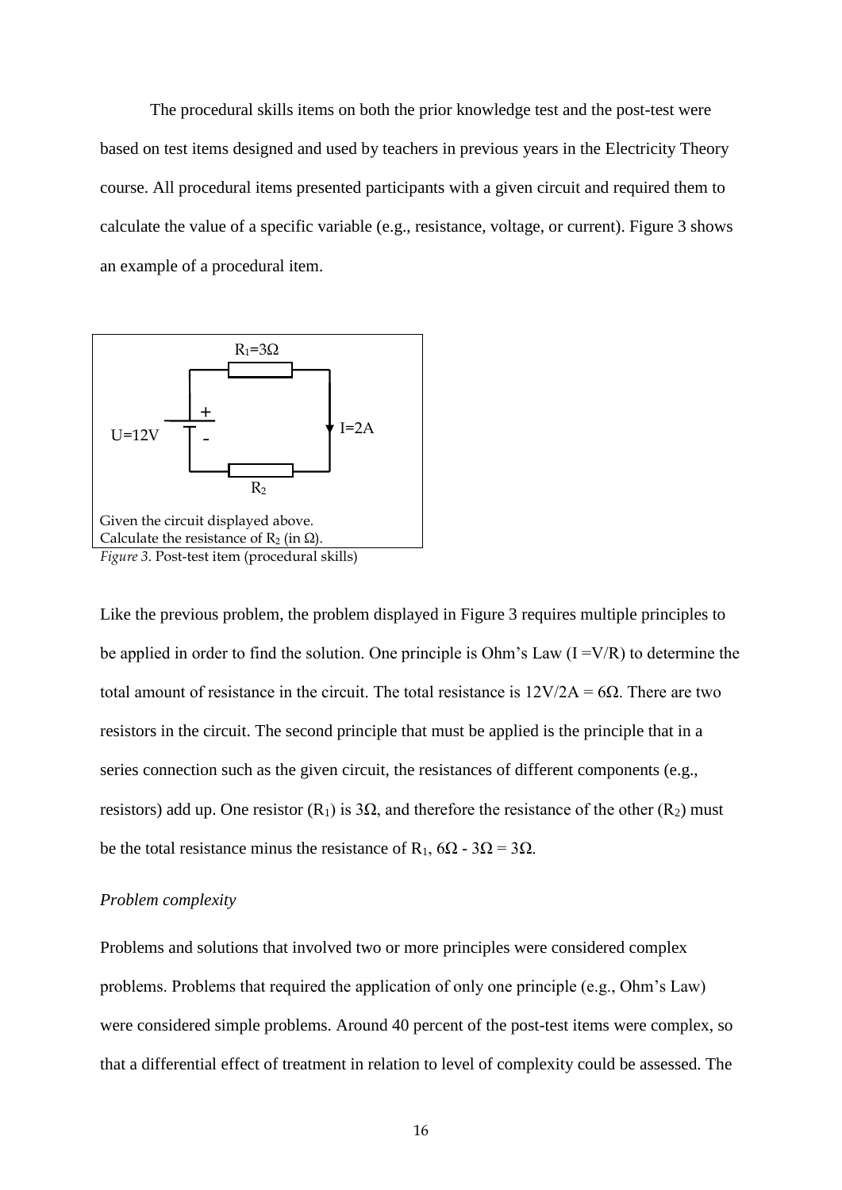The procedural skills items on both the prior knowledge test and the post-test were based on test items designed and used by teachers in previous years in the Electricity Theory course. All procedural items presented participants with a given circuit and required them to calculate the value of a specific variable (e.g., resistance, voltage, or current). Figure 3 shows an example of a procedural item.

$R_1$=3Ω

U=12V

I=2A

$R_2$

Given the circuit displayed above.
Calculate the resistance of $R_2$ (in Ω).

*Figure 3.* Post-test item (procedural skills)

Like the previous problem, the problem displayed in Figure 3 requires multiple principles to be applied in order to find the solution. One principle is Ohm's Law ($I = V/R$) to determine the total amount of resistance in the circuit. The total resistance is 12V/2A = 6Ω. There are two resistors in the circuit. The second principle that must be applied is the principle that in a series connection such as the given circuit, the resistances of different components (e.g., resistors) add up. One resistor ($R_1$) is 3Ω, and therefore the resistance of the other ($R_2$) must be the total resistance minus the resistance of $R_1$, 6Ω - 3Ω = 3Ω.

*Problem complexity*

Problems and solutions that involved two or more principles were considered complex problems. Problems that required the application of only one principle (e.g., Ohm's Law) were considered simple problems. Around 40 percent of the post-test items were complex, so that a differential effect of treatment in relation to level of complexity could be assessed. The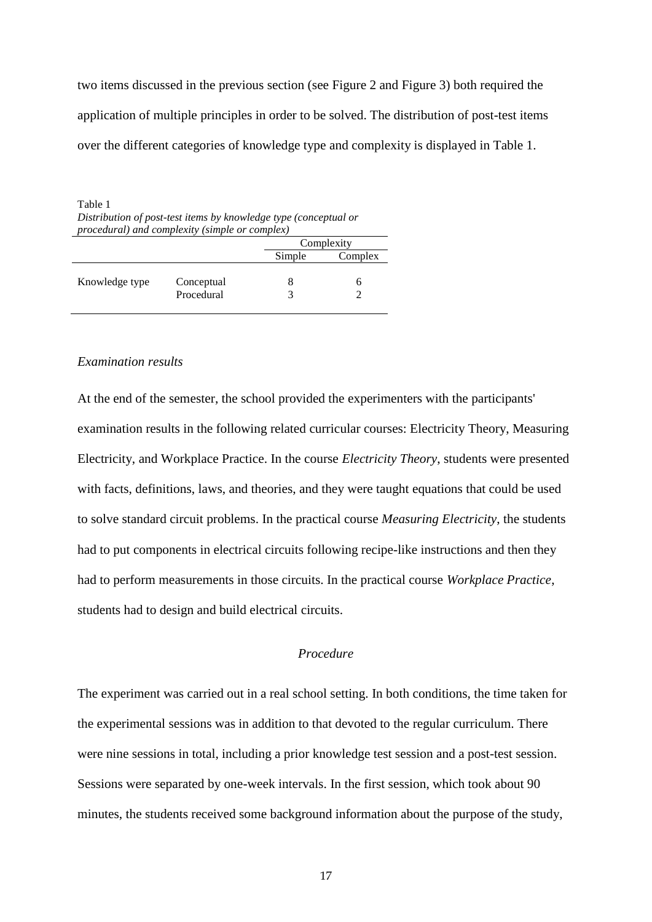two items discussed in the previous section (see Figure 2 and Figure 3) both required the application of multiple principles in order to be solved. The distribution of post-test items over the different categories of knowledge type and complexity is displayed in Table 1.

Table 1
*Distribution of post-test items by knowledge type (conceptual or procedural) and complexity (simple or complex)*

| | | Complexity | |
|---|---|---|---|
| | | Simple | Complex |
| Knowledge type | Conceptual | 8 | 6 |
| | Procedural | 3 | 2 |

*Examination results*

At the end of the semester, the school provided the experimenters with the participants' examination results in the following related curricular courses: Electricity Theory, Measuring Electricity, and Workplace Practice. In the course *Electricity Theory*, students were presented with facts, definitions, laws, and theories, and they were taught equations that could be used to solve standard circuit problems. In the practical course *Measuring Electricity*, the students had to put components in electrical circuits following recipe-like instructions and then they had to perform measurements in those circuits. In the practical course *Workplace Practice*, students had to design and build electrical circuits.

## *Procedure*

The experiment was carried out in a real school setting. In both conditions, the time taken for the experimental sessions was in addition to that devoted to the regular curriculum. There were nine sessions in total, including a prior knowledge test session and a post-test session. Sessions were separated by one-week intervals. In the first session, which took about 90 minutes, the students received some background information about the purpose of the study,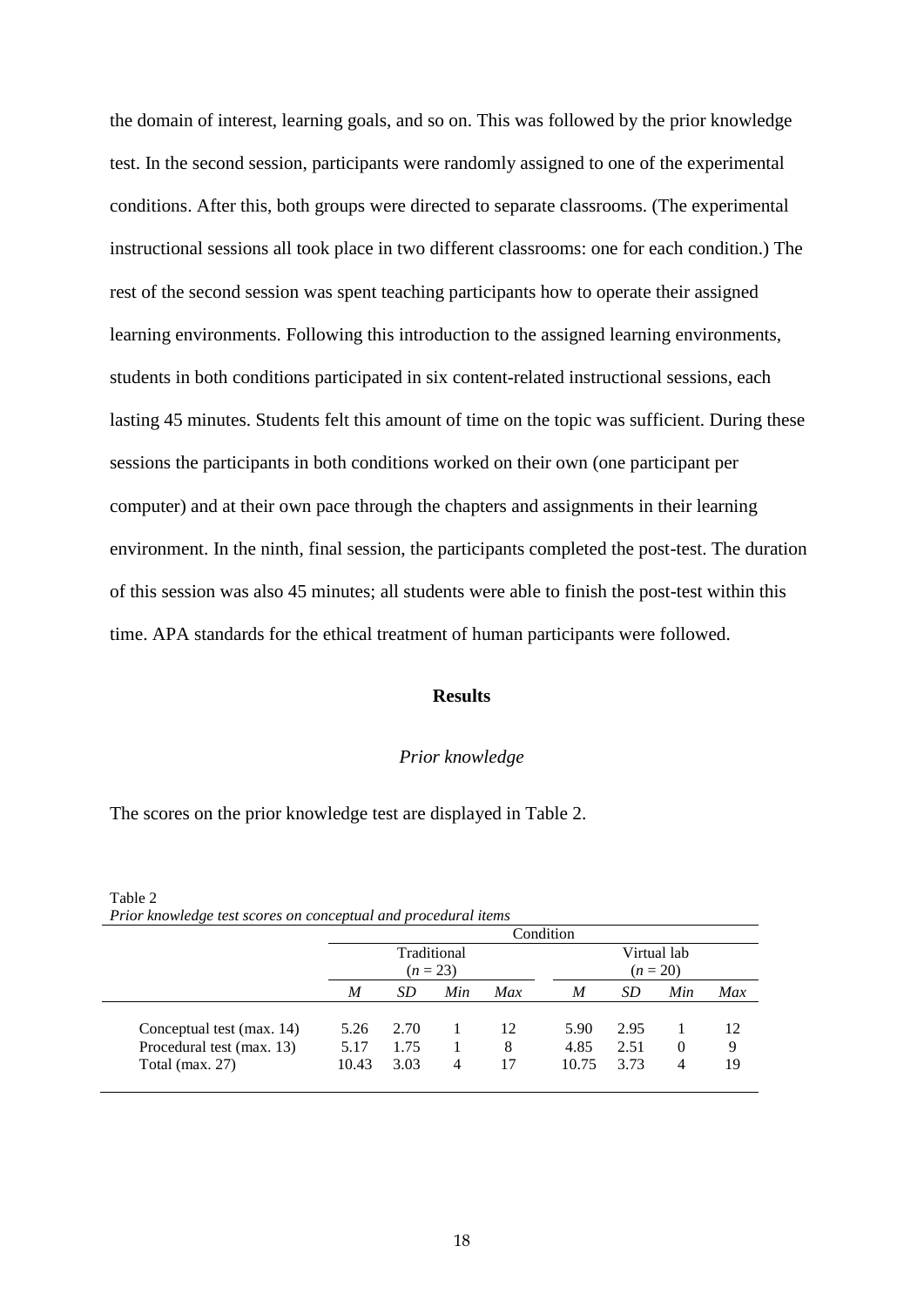the domain of interest, learning goals, and so on. This was followed by the prior knowledge test. In the second session, participants were randomly assigned to one of the experimental conditions. After this, both groups were directed to separate classrooms. (The experimental instructional sessions all took place in two different classrooms: one for each condition.) The rest of the second session was spent teaching participants how to operate their assigned learning environments. Following this introduction to the assigned learning environments, students in both conditions participated in six content-related instructional sessions, each lasting 45 minutes. Students felt this amount of time on the topic was sufficient. During these sessions the participants in both conditions worked on their own (one participant per computer) and at their own pace through the chapters and assignments in their learning environment. In the ninth, final session, the participants completed the post-test. The duration of this session was also 45 minutes; all students were able to finish the post-test within this time. APA standards for the ethical treatment of human participants were followed.

## Results

### *Prior knowledge*

The scores on the prior knowledge test are displayed in Table 2.

Table 2
*Prior knowledge test scores on conceptual and procedural items*

| | Condition | | | | | | | |
|---|---|---|---|---|---|---|---|---|
| | Traditional ($n$ = 23) | | | | Virtual lab ($n$ = 20) | | | |
| | *M* | *SD* | *Min* | *Max* | *M* | *SD* | *Min* | *Max* |
| Conceptual test (max. 14) | 5.26 | 2.70 | 1 | 12 | 5.90 | 2.95 | 1 | 12 |
| Procedural test (max. 13) | 5.17 | 1.75 | 1 | 8 | 4.85 | 2.51 | 0 | 9 |
| Total (max. 27) | 10.43 | 3.03 | 4 | 17 | 10.75 | 3.73 | 4 | 19 |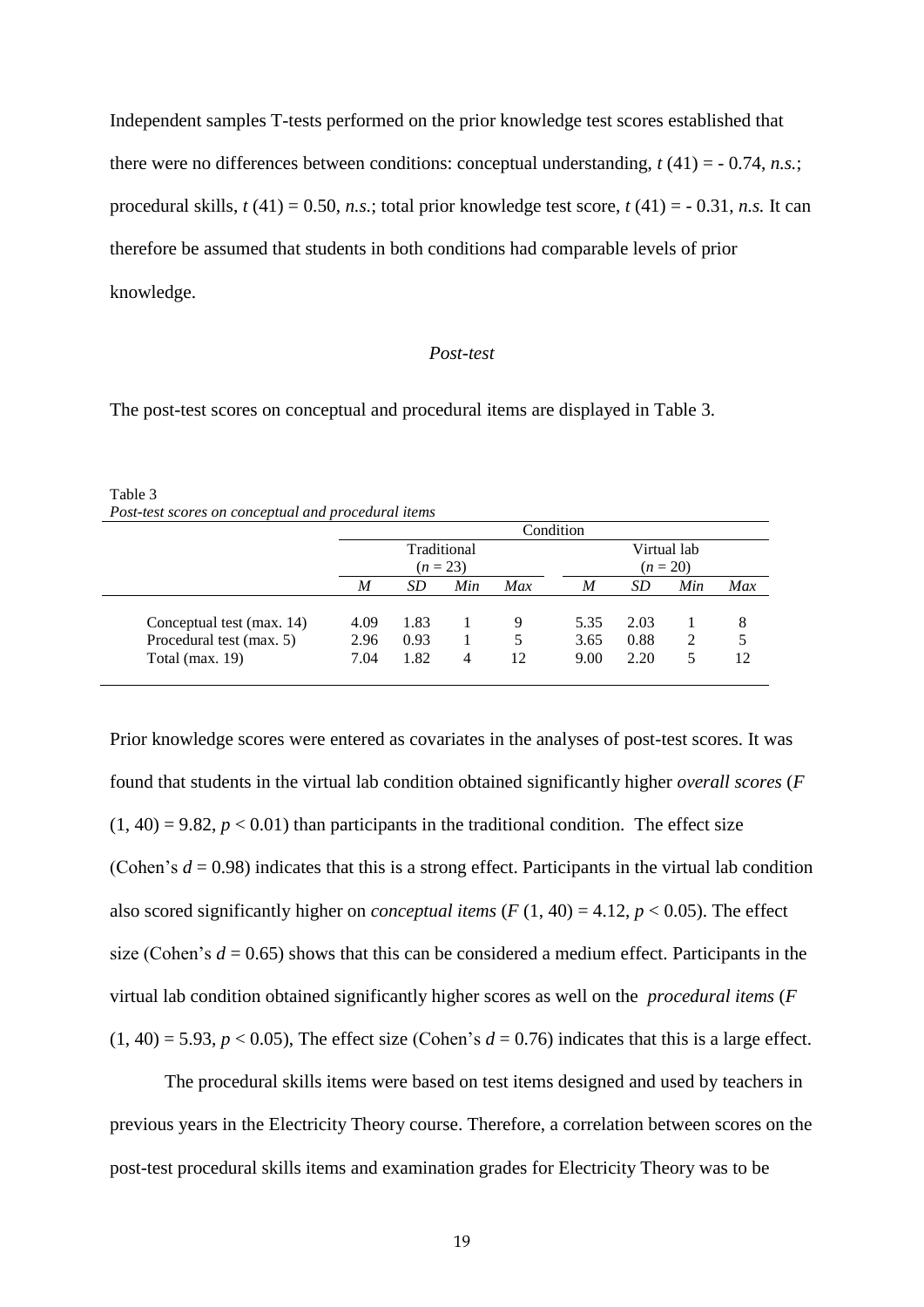Independent samples T-tests performed on the prior knowledge test scores established that there were no differences between conditions: conceptual understanding, $t$ (41) = - 0.74, *n.s.*; procedural skills, $t$ (41) = 0.50, *n.s.*; total prior knowledge test score, $t$ (41) = - 0.31, *n.s.* It can therefore be assumed that students in both conditions had comparable levels of prior knowledge.

### *Post-test*

The post-test scores on conceptual and procedural items are displayed in Table 3.

Table 3
*Post-test scores on conceptual and procedural items*

| | Condition | | | | | | | |
|---|---|---|---|---|---|---|---|---|
| | Traditional ($n$ = 23) | | | | Virtual lab ($n$ = 20) | | | |
| | *M* | *SD* | *Min* | *Max* | *M* | *SD* | *Min* | *Max* |
| Conceptual test (max. 14) | 4.09 | 1.83 | 1 | 9 | 5.35 | 2.03 | 1 | 8 |
| Procedural test (max. 5) | 2.96 | 0.93 | 1 | 5 | 3.65 | 0.88 | 2 | 5 |
| Total (max. 19) | 7.04 | 1.82 | 4 | 12 | 9.00 | 2.20 | 5 | 12 |

Prior knowledge scores were entered as covariates in the analyses of post-test scores. It was found that students in the virtual lab condition obtained significantly higher *overall scores* ($F$ (1, 40) = 9.82, $p < 0.01$) than participants in the traditional condition. The effect size (Cohen's $d = 0.98$) indicates that this is a strong effect. Participants in the virtual lab condition also scored significantly higher on *conceptual items* ($F$ (1, 40) = 4.12, $p < 0.05$). The effect size (Cohen's $d = 0.65$) shows that this can be considered a medium effect. Participants in the virtual lab condition obtained significantly higher scores as well on the *procedural items* ($F$ (1, 40) = 5.93, $p < 0.05$), The effect size (Cohen's $d = 0.76$) indicates that this is a large effect.

The procedural skills items were based on test items designed and used by teachers in previous years in the Electricity Theory course. Therefore, a correlation between scores on the post-test procedural skills items and examination grades for Electricity Theory was to be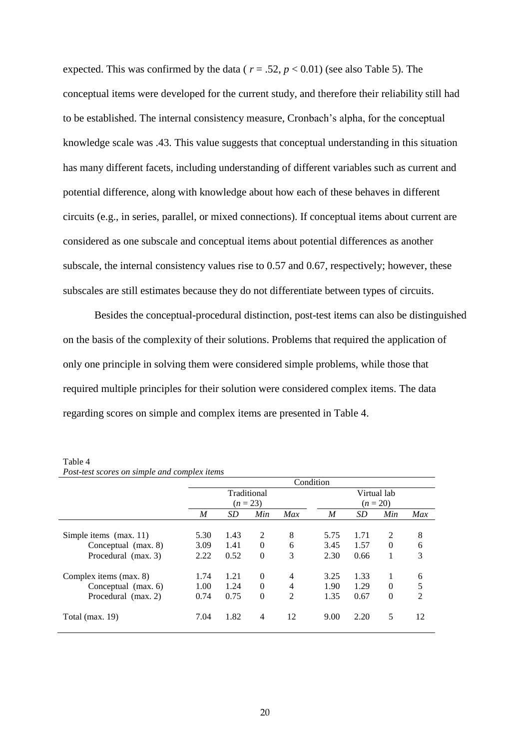expected. This was confirmed by the data ( $r = .52$, $p < 0.01$) (see also Table 5). The conceptual items were developed for the current study, and therefore their reliability still had to be established. The internal consistency measure, Cronbach's alpha, for the conceptual knowledge scale was .43. This value suggests that conceptual understanding in this situation has many different facets, including understanding of different variables such as current and potential difference, along with knowledge about how each of these behaves in different circuits (e.g., in series, parallel, or mixed connections). If conceptual items about current are considered as one subscale and conceptual items about potential differences as another subscale, the internal consistency values rise to 0.57 and 0.67, respectively; however, these subscales are still estimates because they do not differentiate between types of circuits.

Besides the conceptual-procedural distinction, post-test items can also be distinguished on the basis of the complexity of their solutions. Problems that required the application of only one principle in solving them were considered simple problems, while those that required multiple principles for their solution were considered complex items. The data regarding scores on simple and complex items are presented in Table 4.

Table 4
*Post-test scores on simple and complex items*

| | Condition | | | | | | | |
|---|---|---|---|---|---|---|---|---|
| | Traditional ($n = 23$) | | | | Virtual lab ($n = 20$) | | | |
| | *M* | *SD* | *Min* | *Max* | *M* | *SD* | *Min* | *Max* |
| Simple items (max. 11) | 5.30 | 1.43 | 2 | 8 | 5.75 | 1.71 | 2 | 8 |
| Conceptual (max. 8) | 3.09 | 1.41 | 0 | 6 | 3.45 | 1.57 | 0 | 6 |
| Procedural (max. 3) | 2.22 | 0.52 | 0 | 3 | 2.30 | 0.66 | 1 | 3 |
| Complex items (max. 8) | 1.74 | 1.21 | 0 | 4 | 3.25 | 1.33 | 1 | 6 |
| Conceptual (max. 6) | 1.00 | 1.24 | 0 | 4 | 1.90 | 1.29 | 0 | 5 |
| Procedural (max. 2) | 0.74 | 0.75 | 0 | 2 | 1.35 | 0.67 | 0 | 2 |
| Total (max. 19) | 7.04 | 1.82 | 4 | 12 | 9.00 | 2.20 | 5 | 12 |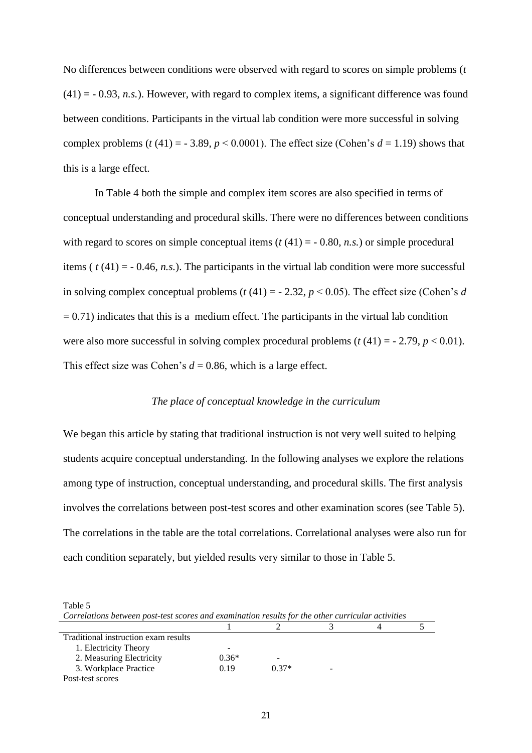No differences between conditions were observed with regard to scores on simple problems ($t$ (41) = - 0.93, *n.s.*). However, with regard to complex items, a significant difference was found between conditions. Participants in the virtual lab condition were more successful in solving complex problems ($t$ (41) = - 3.89, $p < 0.0001$). The effect size (Cohen's $d = 1.19$) shows that this is a large effect.

In Table 4 both the simple and complex item scores are also specified in terms of conceptual understanding and procedural skills. There were no differences between conditions with regard to scores on simple conceptual items ($t$ (41) = - 0.80, *n.s.*) or simple procedural items ( $t$ (41) = - 0.46, *n.s.*). The participants in the virtual lab condition were more successful in solving complex conceptual problems ($t$ (41) = - 2.32, $p < 0.05$). The effect size (Cohen's $d = 0.71$) indicates that this is a medium effect. The participants in the virtual lab condition were also more successful in solving complex procedural problems ($t$ (41) = - 2.79, $p < 0.01$). This effect size was Cohen's $d = 0.86$, which is a large effect.

### *The place of conceptual knowledge in the curriculum*

We began this article by stating that traditional instruction is not very well suited to helping students acquire conceptual understanding. In the following analyses we explore the relations among type of instruction, conceptual understanding, and procedural skills. The first analysis involves the correlations between post-test scores and other examination scores (see Table 5). The correlations in the table are the total correlations. Correlational analyses were also run for each condition separately, but yielded results very similar to those in Table 5.

Table 5

*Correlations between post-test scores and examination results for the other curricular activities*

| | 1 | 2 | 3 | 4 | 5 |
|---|---|---|---|---|---|
| Traditional instruction exam results | | | | | |
| 1. Electricity Theory | - | | | | |
| 2. Measuring Electricity | 0.36* | - | | | |
| 3. Workplace Practice | 0.19 | 0.37* | - | | |
| Post-test scores | | | | | |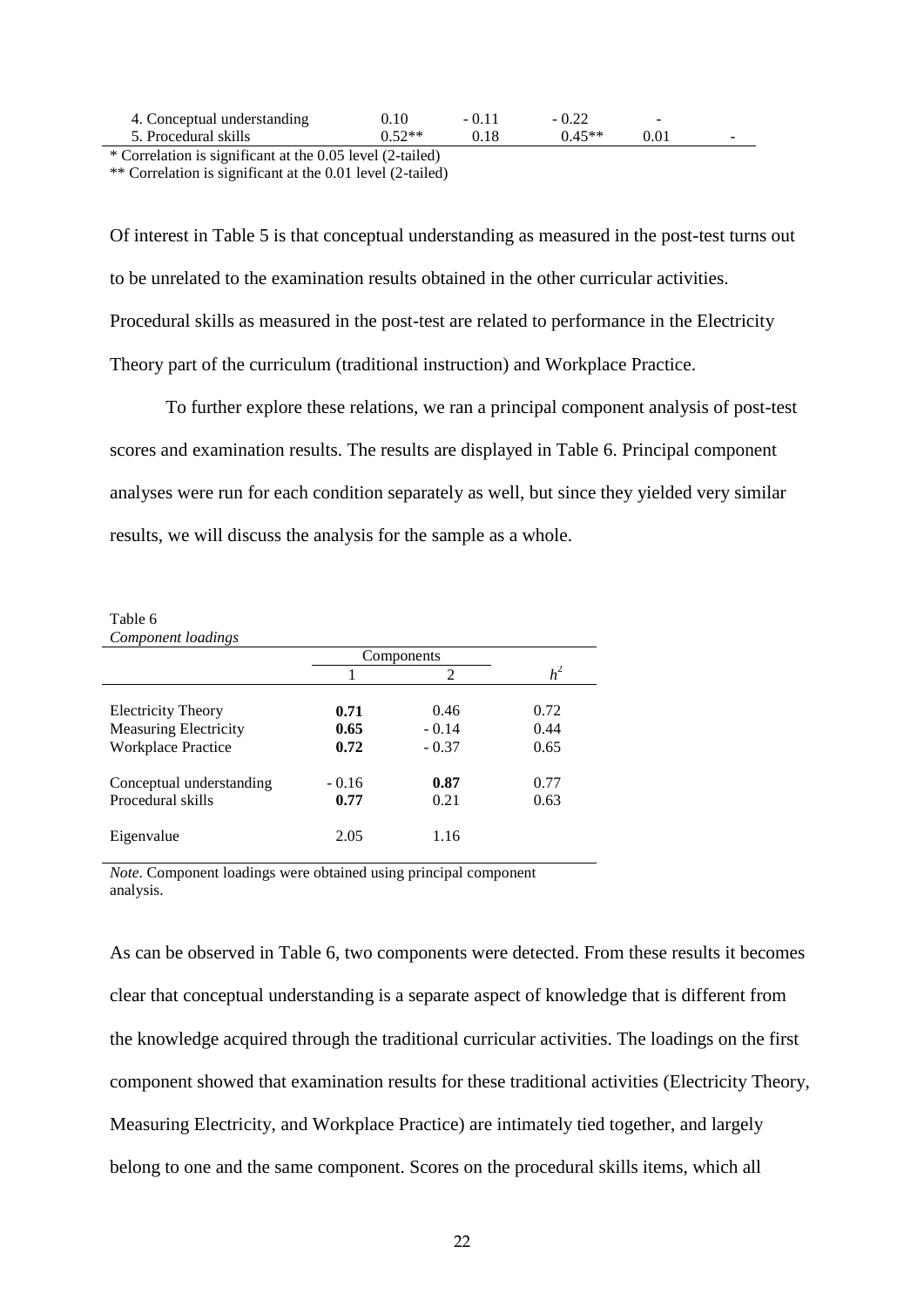| | | | | | |
|---|---|---|---|---|---|
| 4. Conceptual understanding | 0.10 | - 0.11 | - 0.22 | - | |
| 5. Procedural skills | 0.52** | 0.18 | 0.45** | 0.01 | - |

\* Correlation is significant at the 0.05 level (2-tailed)

** Correlation is significant at the 0.01 level (2-tailed)

Of interest in Table 5 is that conceptual understanding as measured in the post-test turns out to be unrelated to the examination results obtained in the other curricular activities. Procedural skills as measured in the post-test are related to performance in the Electricity Theory part of the curriculum (traditional instruction) and Workplace Practice.

To further explore these relations, we ran a principal component analysis of post-test scores and examination results. The results are displayed in Table 6. Principal component analyses were run for each condition separately as well, but since they yielded very similar results, we will discuss the analysis for the sample as a whole.

Table 6
*Component loadings*

| | Components | | |
|---|---|---|---|
| | 1 | 2 | $h^2$ |
| Electricity Theory | **0.71** | 0.46 | 0.72 |
| Measuring Electricity | **0.65** | - 0.14 | 0.44 |
| Workplace Practice | **0.72** | - 0.37 | 0.65 |
| Conceptual understanding | - 0.16 | **0.87** | 0.77 |
| Procedural skills | **0.77** | 0.21 | 0.63 |
| Eigenvalue | 2.05 | 1.16 | |

*Note*. Component loadings were obtained using principal component analysis.

As can be observed in Table 6, two components were detected. From these results it becomes clear that conceptual understanding is a separate aspect of knowledge that is different from the knowledge acquired through the traditional curricular activities. The loadings on the first component showed that examination results for these traditional activities (Electricity Theory, Measuring Electricity, and Workplace Practice) are intimately tied together, and largely belong to one and the same component. Scores on the procedural skills items, which all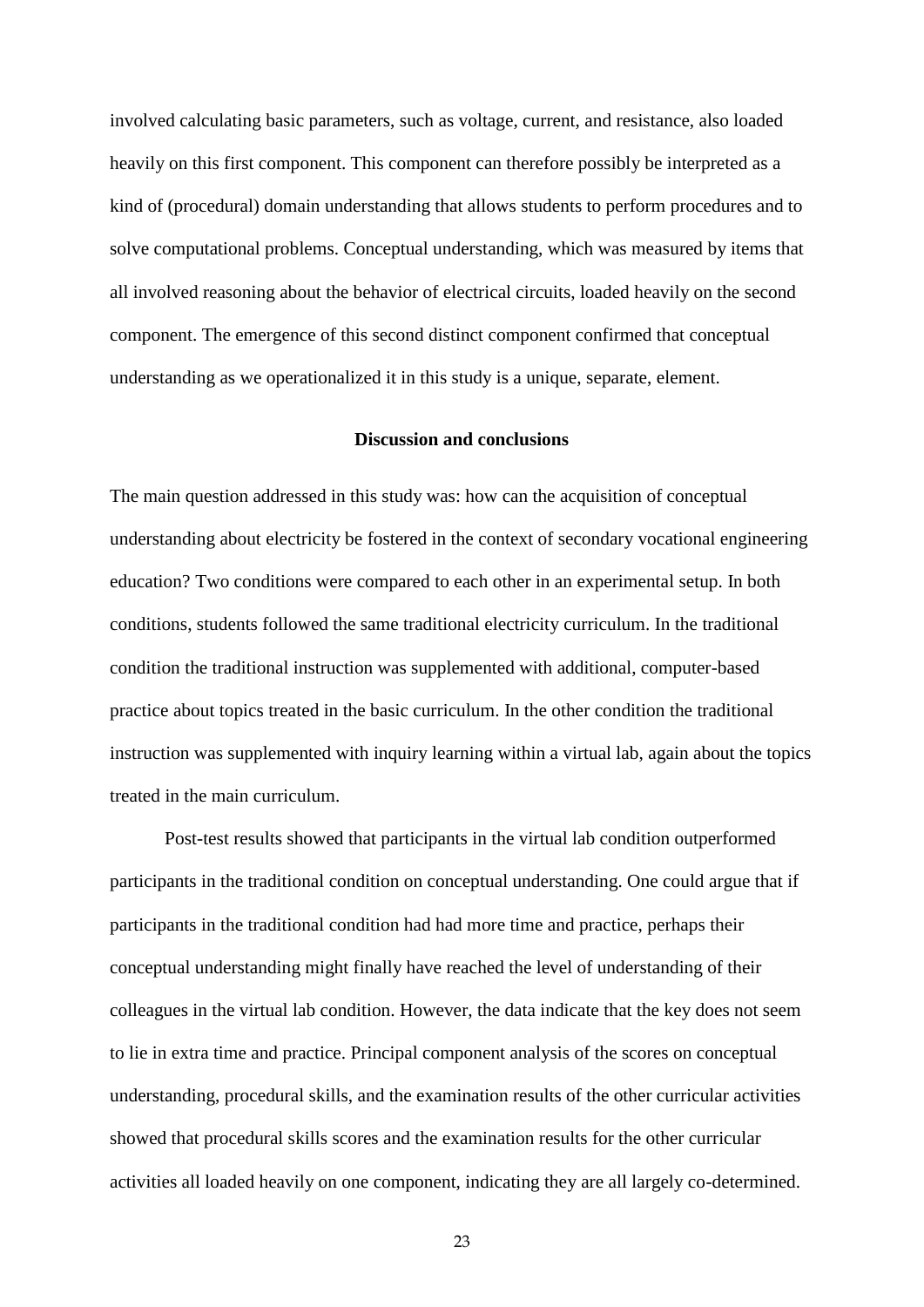involved calculating basic parameters, such as voltage, current, and resistance, also loaded heavily on this first component. This component can therefore possibly be interpreted as a kind of (procedural) domain understanding that allows students to perform procedures and to solve computational problems. Conceptual understanding, which was measured by items that all involved reasoning about the behavior of electrical circuits, loaded heavily on the second component. The emergence of this second distinct component confirmed that conceptual understanding as we operationalized it in this study is a unique, separate, element.

## Discussion and conclusions

The main question addressed in this study was: how can the acquisition of conceptual understanding about electricity be fostered in the context of secondary vocational engineering education? Two conditions were compared to each other in an experimental setup. In both conditions, students followed the same traditional electricity curriculum. In the traditional condition the traditional instruction was supplemented with additional, computer-based practice about topics treated in the basic curriculum. In the other condition the traditional instruction was supplemented with inquiry learning within a virtual lab, again about the topics treated in the main curriculum.

Post-test results showed that participants in the virtual lab condition outperformed participants in the traditional condition on conceptual understanding. One could argue that if participants in the traditional condition had had more time and practice, perhaps their conceptual understanding might finally have reached the level of understanding of their colleagues in the virtual lab condition. However, the data indicate that the key does not seem to lie in extra time and practice. Principal component analysis of the scores on conceptual understanding, procedural skills, and the examination results of the other curricular activities showed that procedural skills scores and the examination results for the other curricular activities all loaded heavily on one component, indicating they are all largely co-determined.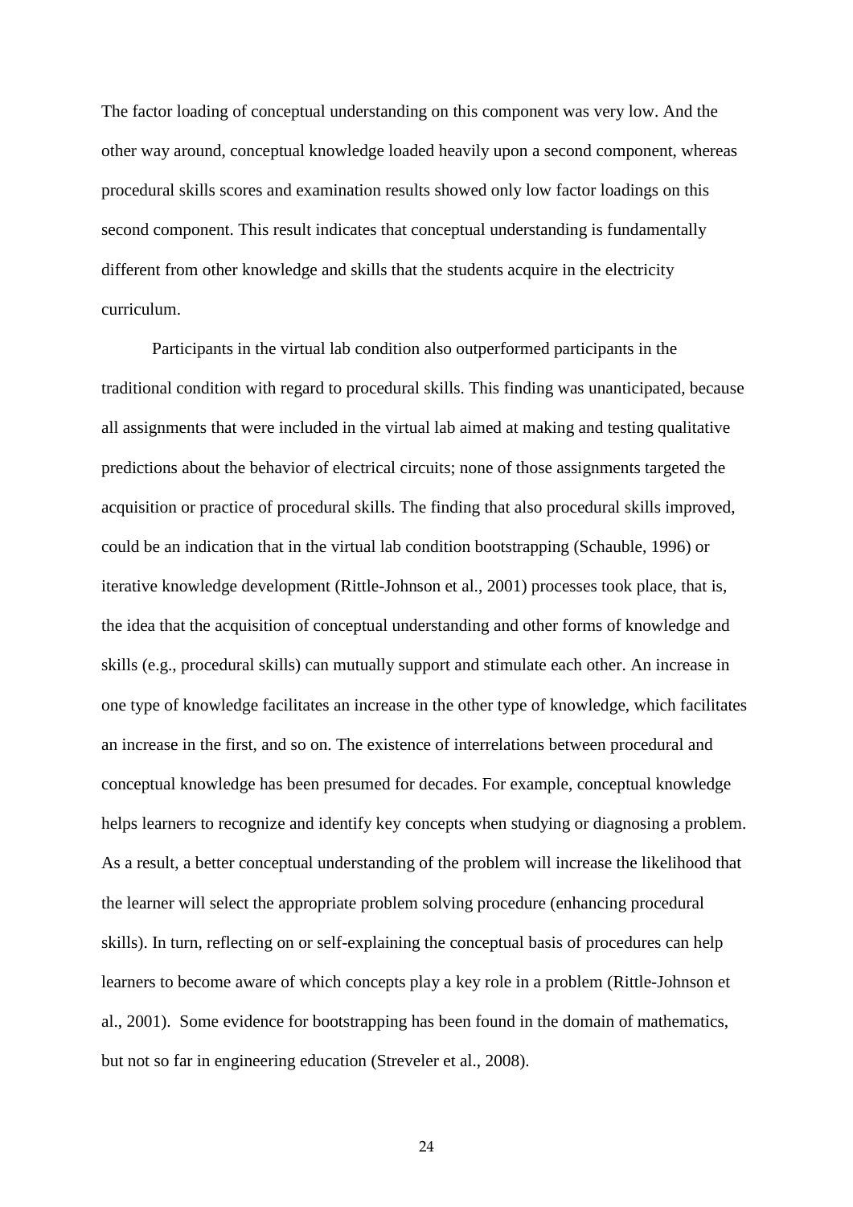The factor loading of conceptual understanding on this component was very low. And the other way around, conceptual knowledge loaded heavily upon a second component, whereas procedural skills scores and examination results showed only low factor loadings on this second component. This result indicates that conceptual understanding is fundamentally different from other knowledge and skills that the students acquire in the electricity curriculum.

Participants in the virtual lab condition also outperformed participants in the traditional condition with regard to procedural skills. This finding was unanticipated, because all assignments that were included in the virtual lab aimed at making and testing qualitative predictions about the behavior of electrical circuits; none of those assignments targeted the acquisition or practice of procedural skills. The finding that also procedural skills improved, could be an indication that in the virtual lab condition bootstrapping (Schauble, 1996) or iterative knowledge development (Rittle-Johnson et al., 2001) processes took place, that is, the idea that the acquisition of conceptual understanding and other forms of knowledge and skills (e.g., procedural skills) can mutually support and stimulate each other. An increase in one type of knowledge facilitates an increase in the other type of knowledge, which facilitates an increase in the first, and so on. The existence of interrelations between procedural and conceptual knowledge has been presumed for decades. For example, conceptual knowledge helps learners to recognize and identify key concepts when studying or diagnosing a problem. As a result, a better conceptual understanding of the problem will increase the likelihood that the learner will select the appropriate problem solving procedure (enhancing procedural skills). In turn, reflecting on or self-explaining the conceptual basis of procedures can help learners to become aware of which concepts play a key role in a problem (Rittle-Johnson et al., 2001). Some evidence for bootstrapping has been found in the domain of mathematics, but not so far in engineering education (Streveler et al., 2008).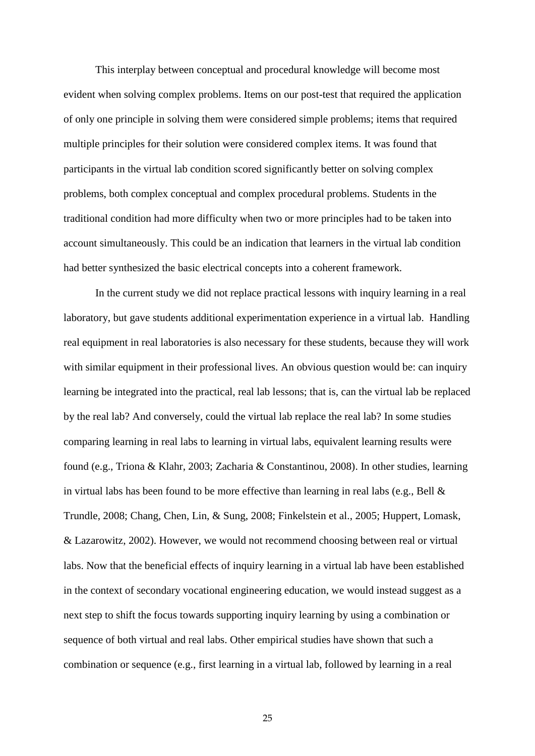This interplay between conceptual and procedural knowledge will become most evident when solving complex problems. Items on our post-test that required the application of only one principle in solving them were considered simple problems; items that required multiple principles for their solution were considered complex items. It was found that participants in the virtual lab condition scored significantly better on solving complex problems, both complex conceptual and complex procedural problems. Students in the traditional condition had more difficulty when two or more principles had to be taken into account simultaneously. This could be an indication that learners in the virtual lab condition had better synthesized the basic electrical concepts into a coherent framework.

In the current study we did not replace practical lessons with inquiry learning in a real laboratory, but gave students additional experimentation experience in a virtual lab. Handling real equipment in real laboratories is also necessary for these students, because they will work with similar equipment in their professional lives. An obvious question would be: can inquiry learning be integrated into the practical, real lab lessons; that is, can the virtual lab be replaced by the real lab? And conversely, could the virtual lab replace the real lab? In some studies comparing learning in real labs to learning in virtual labs, equivalent learning results were found (e.g., Triona & Klahr, 2003; Zacharia & Constantinou, 2008). In other studies, learning in virtual labs has been found to be more effective than learning in real labs (e.g., Bell & Trundle, 2008; Chang, Chen, Lin, & Sung, 2008; Finkelstein et al., 2005; Huppert, Lomask, & Lazarowitz, 2002). However, we would not recommend choosing between real or virtual labs. Now that the beneficial effects of inquiry learning in a virtual lab have been established in the context of secondary vocational engineering education, we would instead suggest as a next step to shift the focus towards supporting inquiry learning by using a combination or sequence of both virtual and real labs. Other empirical studies have shown that such a combination or sequence (e.g., first learning in a virtual lab, followed by learning in a real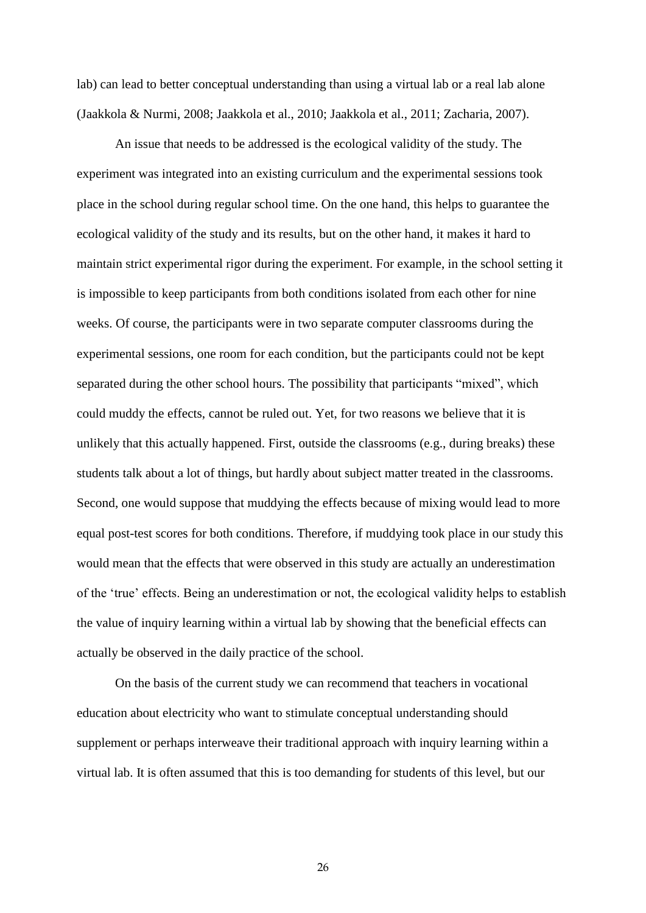lab) can lead to better conceptual understanding than using a virtual lab or a real lab alone (Jaakkola & Nurmi, 2008; Jaakkola et al., 2010; Jaakkola et al., 2011; Zacharia, 2007).

An issue that needs to be addressed is the ecological validity of the study. The experiment was integrated into an existing curriculum and the experimental sessions took place in the school during regular school time. On the one hand, this helps to guarantee the ecological validity of the study and its results, but on the other hand, it makes it hard to maintain strict experimental rigor during the experiment. For example, in the school setting it is impossible to keep participants from both conditions isolated from each other for nine weeks. Of course, the participants were in two separate computer classrooms during the experimental sessions, one room for each condition, but the participants could not be kept separated during the other school hours. The possibility that participants "mixed", which could muddy the effects, cannot be ruled out. Yet, for two reasons we believe that it is unlikely that this actually happened. First, outside the classrooms (e.g., during breaks) these students talk about a lot of things, but hardly about subject matter treated in the classrooms. Second, one would suppose that muddying the effects because of mixing would lead to more equal post-test scores for both conditions. Therefore, if muddying took place in our study this would mean that the effects that were observed in this study are actually an underestimation of the 'true' effects. Being an underestimation or not, the ecological validity helps to establish the value of inquiry learning within a virtual lab by showing that the beneficial effects can actually be observed in the daily practice of the school.

On the basis of the current study we can recommend that teachers in vocational education about electricity who want to stimulate conceptual understanding should supplement or perhaps interweave their traditional approach with inquiry learning within a virtual lab. It is often assumed that this is too demanding for students of this level, but our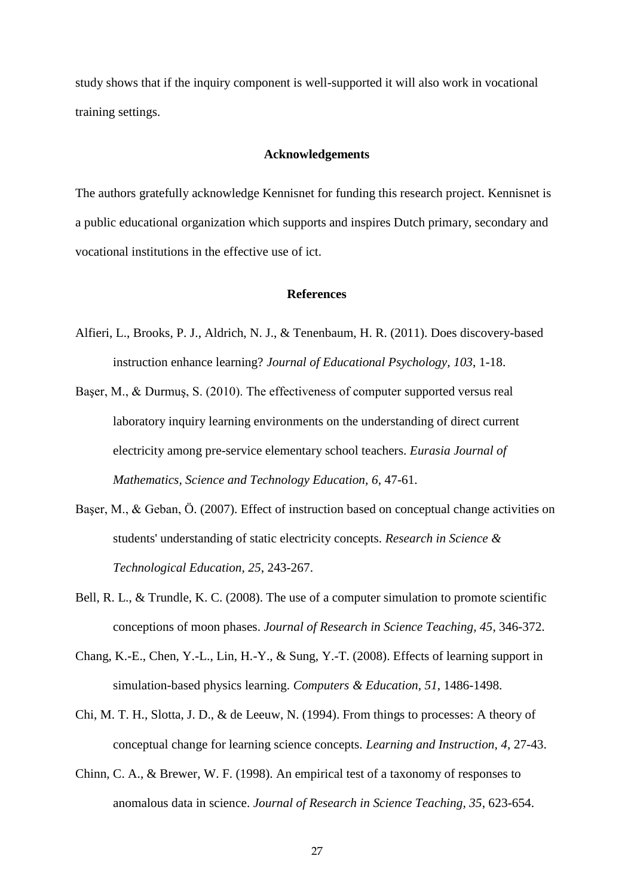study shows that if the inquiry component is well-supported it will also work in vocational training settings.

## Acknowledgements

The authors gratefully acknowledge Kennisnet for funding this research project. Kennisnet is a public educational organization which supports and inspires Dutch primary, secondary and vocational institutions in the effective use of ict.

## References

Alfieri, L., Brooks, P. J., Aldrich, N. J., & Tenenbaum, H. R. (2011). Does discovery-based instruction enhance learning? *Journal of Educational Psychology, 103*, 1-18.

Başer, M., & Durmuş, S. (2010). The effectiveness of computer supported versus real laboratory inquiry learning environments on the understanding of direct current electricity among pre-service elementary school teachers. *Eurasia Journal of Mathematics, Science and Technology Education, 6*, 47-61.

Başer, M., & Geban, Ö. (2007). Effect of instruction based on conceptual change activities on students' understanding of static electricity concepts. *Research in Science & Technological Education, 25*, 243-267.

Bell, R. L., & Trundle, K. C. (2008). The use of a computer simulation to promote scientific conceptions of moon phases. *Journal of Research in Science Teaching, 45*, 346-372.

Chang, K.-E., Chen, Y.-L., Lin, H.-Y., & Sung, Y.-T. (2008). Effects of learning support in simulation-based physics learning. *Computers & Education, 51*, 1486-1498.

Chi, M. T. H., Slotta, J. D., & de Leeuw, N. (1994). From things to processes: A theory of conceptual change for learning science concepts. *Learning and Instruction, 4*, 27-43.

Chinn, C. A., & Brewer, W. F. (1998). An empirical test of a taxonomy of responses to anomalous data in science. *Journal of Research in Science Teaching, 35*, 623-654.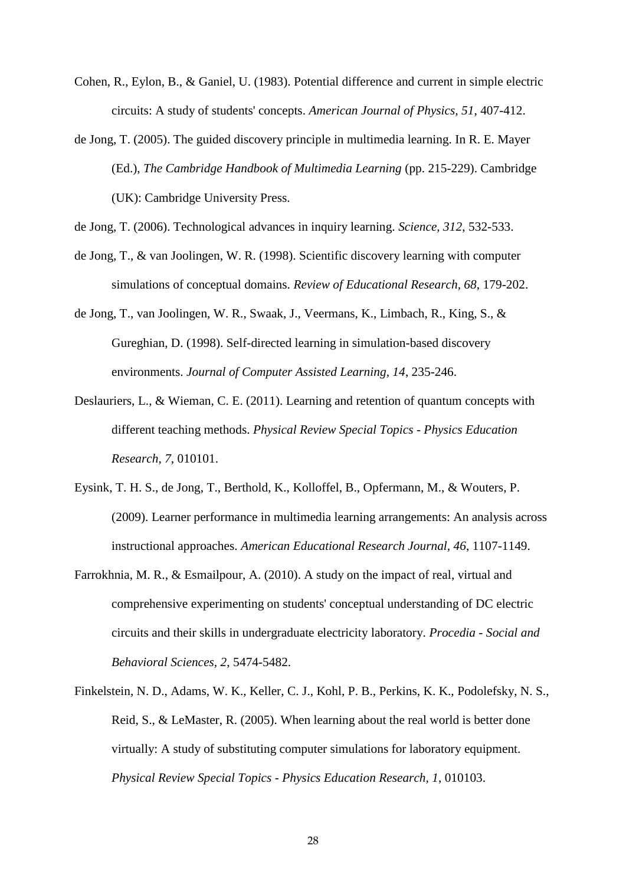Cohen, R., Eylon, B., & Ganiel, U. (1983). Potential difference and current in simple electric circuits: A study of students' concepts. *American Journal of Physics, 51*, 407-412.

de Jong, T. (2005). The guided discovery principle in multimedia learning. In R. E. Mayer (Ed.), *The Cambridge Handbook of Multimedia Learning* (pp. 215-229). Cambridge (UK): Cambridge University Press.

de Jong, T. (2006). Technological advances in inquiry learning. *Science, 312*, 532-533.

de Jong, T., & van Joolingen, W. R. (1998). Scientific discovery learning with computer simulations of conceptual domains. *Review of Educational Research, 68*, 179-202.

de Jong, T., van Joolingen, W. R., Swaak, J., Veermans, K., Limbach, R., King, S., & Gureghian, D. (1998). Self-directed learning in simulation-based discovery environments. *Journal of Computer Assisted Learning, 14*, 235-246.

Deslauriers, L., & Wieman, C. E. (2011). Learning and retention of quantum concepts with different teaching methods. *Physical Review Special Topics - Physics Education Research, 7*, 010101.

Eysink, T. H. S., de Jong, T., Berthold, K., Kolloffel, B., Opfermann, M., & Wouters, P. (2009). Learner performance in multimedia learning arrangements: An analysis across instructional approaches. *American Educational Research Journal, 46*, 1107-1149.

Farrokhnia, M. R., & Esmailpour, A. (2010). A study on the impact of real, virtual and comprehensive experimenting on students' conceptual understanding of DC electric circuits and their skills in undergraduate electricity laboratory. *Procedia - Social and Behavioral Sciences, 2*, 5474-5482.

Finkelstein, N. D., Adams, W. K., Keller, C. J., Kohl, P. B., Perkins, K. K., Podolefsky, N. S., Reid, S., & LeMaster, R. (2005). When learning about the real world is better done virtually: A study of substituting computer simulations for laboratory equipment. *Physical Review Special Topics - Physics Education Research, 1*, 010103.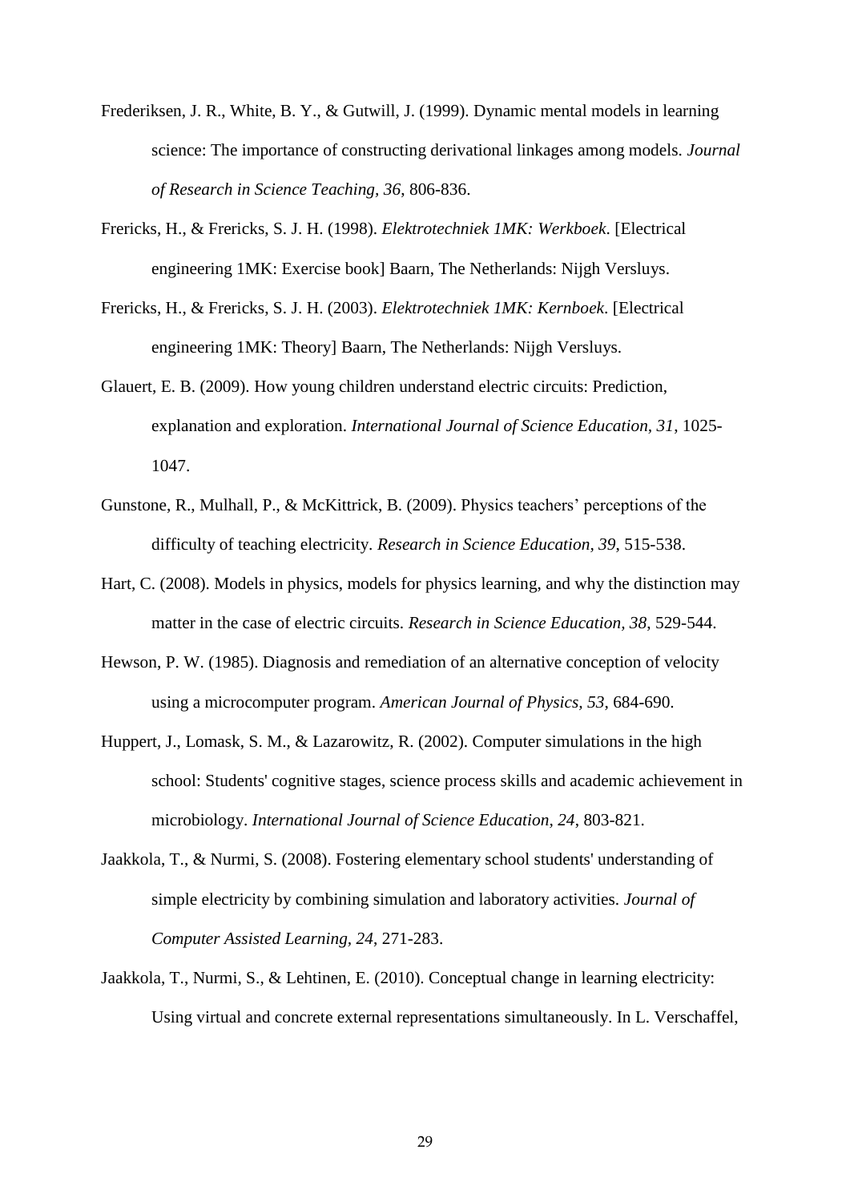Frederiksen, J. R., White, B. Y., & Gutwill, J. (1999). Dynamic mental models in learning science: The importance of constructing derivational linkages among models. *Journal of Research in Science Teaching, 36*, 806-836.

Frericks, H., & Frericks, S. J. H. (1998). *Elektrotechniek 1MK: Werkboek*. [Electrical engineering 1MK: Exercise book] Baarn, The Netherlands: Nijgh Versluys.

Frericks, H., & Frericks, S. J. H. (2003). *Elektrotechniek 1MK: Kernboek*. [Electrical engineering 1MK: Theory] Baarn, The Netherlands: Nijgh Versluys.

Glauert, E. B. (2009). How young children understand electric circuits: Prediction, explanation and exploration. *International Journal of Science Education, 31*, 1025-1047.

Gunstone, R., Mulhall, P., & McKittrick, B. (2009). Physics teachers' perceptions of the difficulty of teaching electricity. *Research in Science Education, 39*, 515-538.

Hart, C. (2008). Models in physics, models for physics learning, and why the distinction may matter in the case of electric circuits. *Research in Science Education, 38*, 529-544.

Hewson, P. W. (1985). Diagnosis and remediation of an alternative conception of velocity using a microcomputer program. *American Journal of Physics, 53*, 684-690.

Huppert, J., Lomask, S. M., & Lazarowitz, R. (2002). Computer simulations in the high school: Students' cognitive stages, science process skills and academic achievement in microbiology. *International Journal of Science Education, 24*, 803-821.

Jaakkola, T., & Nurmi, S. (2008). Fostering elementary school students' understanding of simple electricity by combining simulation and laboratory activities. *Journal of Computer Assisted Learning, 24*, 271-283.

Jaakkola, T., Nurmi, S., & Lehtinen, E. (2010). Conceptual change in learning electricity: Using virtual and concrete external representations simultaneously. In L. Verschaffel,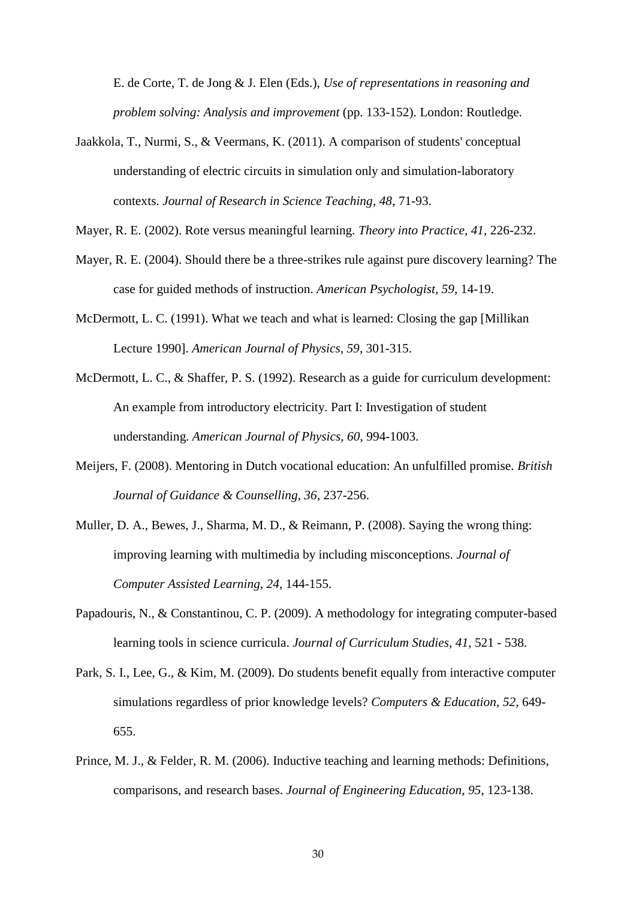E. de Corte, T. de Jong & J. Elen (Eds.), *Use of representations in reasoning and problem solving: Analysis and improvement* (pp. 133-152). London: Routledge.

Jaakkola, T., Nurmi, S., & Veermans, K. (2011). A comparison of students' conceptual understanding of electric circuits in simulation only and simulation-laboratory contexts. *Journal of Research in Science Teaching, 48*, 71-93.

Mayer, R. E. (2002). Rote versus meaningful learning. *Theory into Practice, 41*, 226-232.

Mayer, R. E. (2004). Should there be a three-strikes rule against pure discovery learning? The case for guided methods of instruction. *American Psychologist, 59*, 14-19.

McDermott, L. C. (1991). What we teach and what is learned: Closing the gap [Millikan Lecture 1990]. *American Journal of Physics, 59*, 301-315.

McDermott, L. C., & Shaffer, P. S. (1992). Research as a guide for curriculum development: An example from introductory electricity. Part I: Investigation of student understanding. *American Journal of Physics, 60*, 994-1003.

Meijers, F. (2008). Mentoring in Dutch vocational education: An unfulfilled promise. *British Journal of Guidance & Counselling, 36*, 237-256.

Muller, D. A., Bewes, J., Sharma, M. D., & Reimann, P. (2008). Saying the wrong thing: improving learning with multimedia by including misconceptions. *Journal of Computer Assisted Learning, 24*, 144-155.

Papadouris, N., & Constantinou, C. P. (2009). A methodology for integrating computer-based learning tools in science curricula. *Journal of Curriculum Studies, 41*, 521 - 538.

Park, S. I., Lee, G., & Kim, M. (2009). Do students benefit equally from interactive computer simulations regardless of prior knowledge levels? *Computers & Education, 52*, 649-655.

Prince, M. J., & Felder, R. M. (2006). Inductive teaching and learning methods: Definitions, comparisons, and research bases. *Journal of Engineering Education, 95*, 123-138.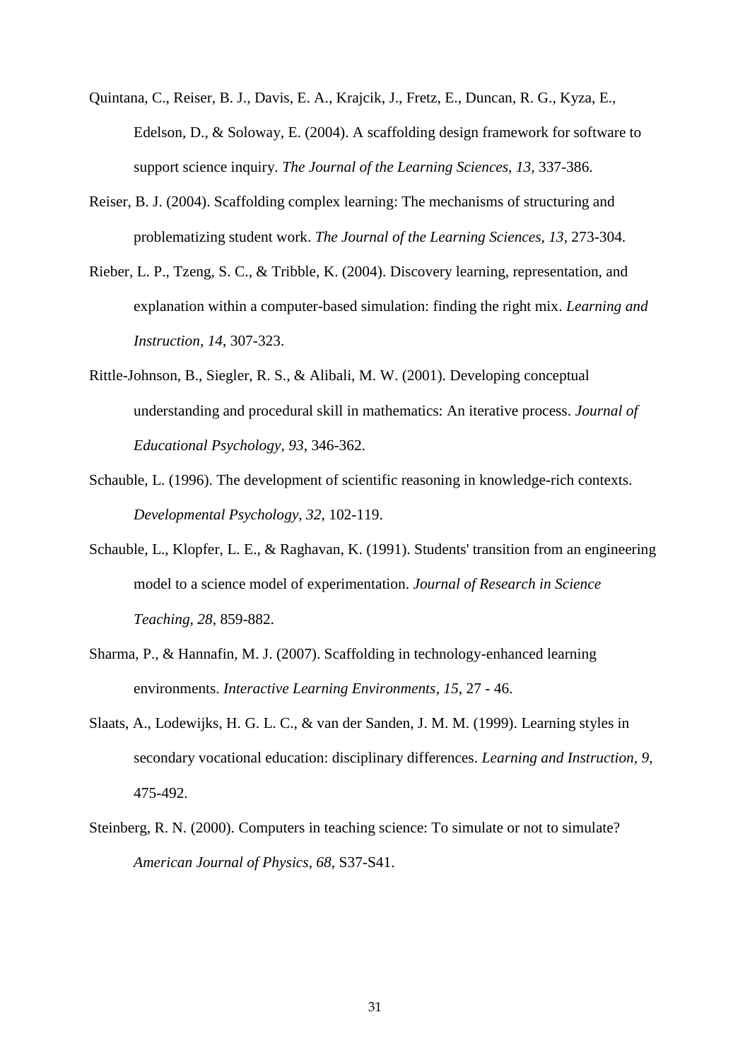Quintana, C., Reiser, B. J., Davis, E. A., Krajcik, J., Fretz, E., Duncan, R. G., Kyza, E., Edelson, D., & Soloway, E. (2004). A scaffolding design framework for software to support science inquiry. *The Journal of the Learning Sciences, 13*, 337-386.

Reiser, B. J. (2004). Scaffolding complex learning: The mechanisms of structuring and problematizing student work. *The Journal of the Learning Sciences, 13*, 273-304.

Rieber, L. P., Tzeng, S. C., & Tribble, K. (2004). Discovery learning, representation, and explanation within a computer-based simulation: finding the right mix. *Learning and Instruction, 14*, 307-323.

Rittle-Johnson, B., Siegler, R. S., & Alibali, M. W. (2001). Developing conceptual understanding and procedural skill in mathematics: An iterative process. *Journal of Educational Psychology, 93*, 346-362.

Schauble, L. (1996). The development of scientific reasoning in knowledge-rich contexts. *Developmental Psychology, 32*, 102-119.

Schauble, L., Klopfer, L. E., & Raghavan, K. (1991). Students' transition from an engineering model to a science model of experimentation. *Journal of Research in Science Teaching, 28*, 859-882.

Sharma, P., & Hannafin, M. J. (2007). Scaffolding in technology-enhanced learning environments. *Interactive Learning Environments, 15*, 27 - 46.

Slaats, A., Lodewijks, H. G. L. C., & van der Sanden, J. M. M. (1999). Learning styles in secondary vocational education: disciplinary differences. *Learning and Instruction, 9*, 475-492.

Steinberg, R. N. (2000). Computers in teaching science: To simulate or not to simulate? *American Journal of Physics, 68*, S37-S41.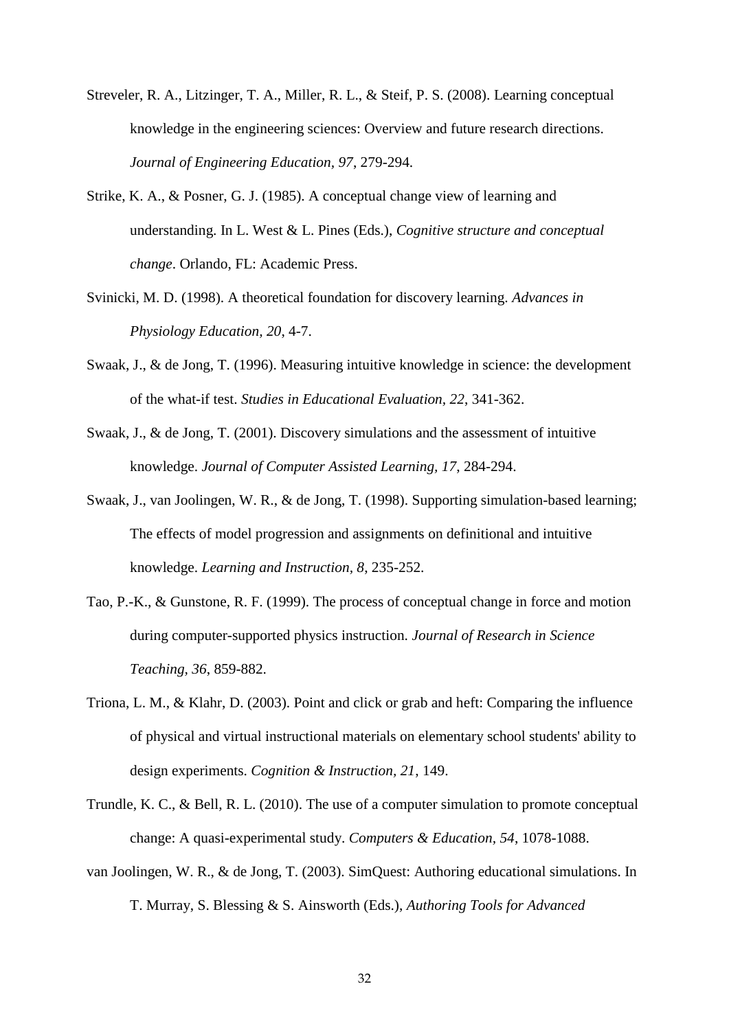Streveler, R. A., Litzinger, T. A., Miller, R. L., & Steif, P. S. (2008). Learning conceptual knowledge in the engineering sciences: Overview and future research directions. *Journal of Engineering Education, 97*, 279-294.

Strike, K. A., & Posner, G. J. (1985). A conceptual change view of learning and understanding. In L. West & L. Pines (Eds.), *Cognitive structure and conceptual change*. Orlando, FL: Academic Press.

Svinicki, M. D. (1998). A theoretical foundation for discovery learning. *Advances in Physiology Education, 20*, 4-7.

Swaak, J., & de Jong, T. (1996). Measuring intuitive knowledge in science: the development of the what-if test. *Studies in Educational Evaluation, 22*, 341-362.

Swaak, J., & de Jong, T. (2001). Discovery simulations and the assessment of intuitive knowledge. *Journal of Computer Assisted Learning, 17*, 284-294.

Swaak, J., van Joolingen, W. R., & de Jong, T. (1998). Supporting simulation-based learning; The effects of model progression and assignments on definitional and intuitive knowledge. *Learning and Instruction, 8*, 235-252.

Tao, P.-K., & Gunstone, R. F. (1999). The process of conceptual change in force and motion during computer-supported physics instruction. *Journal of Research in Science Teaching, 36*, 859-882.

Triona, L. M., & Klahr, D. (2003). Point and click or grab and heft: Comparing the influence of physical and virtual instructional materials on elementary school students' ability to design experiments. *Cognition & Instruction, 21*, 149.

Trundle, K. C., & Bell, R. L. (2010). The use of a computer simulation to promote conceptual change: A quasi-experimental study. *Computers & Education, 54*, 1078-1088.

van Joolingen, W. R., & de Jong, T. (2003). SimQuest: Authoring educational simulations. In T. Murray, S. Blessing & S. Ainsworth (Eds.), *Authoring Tools for Advanced*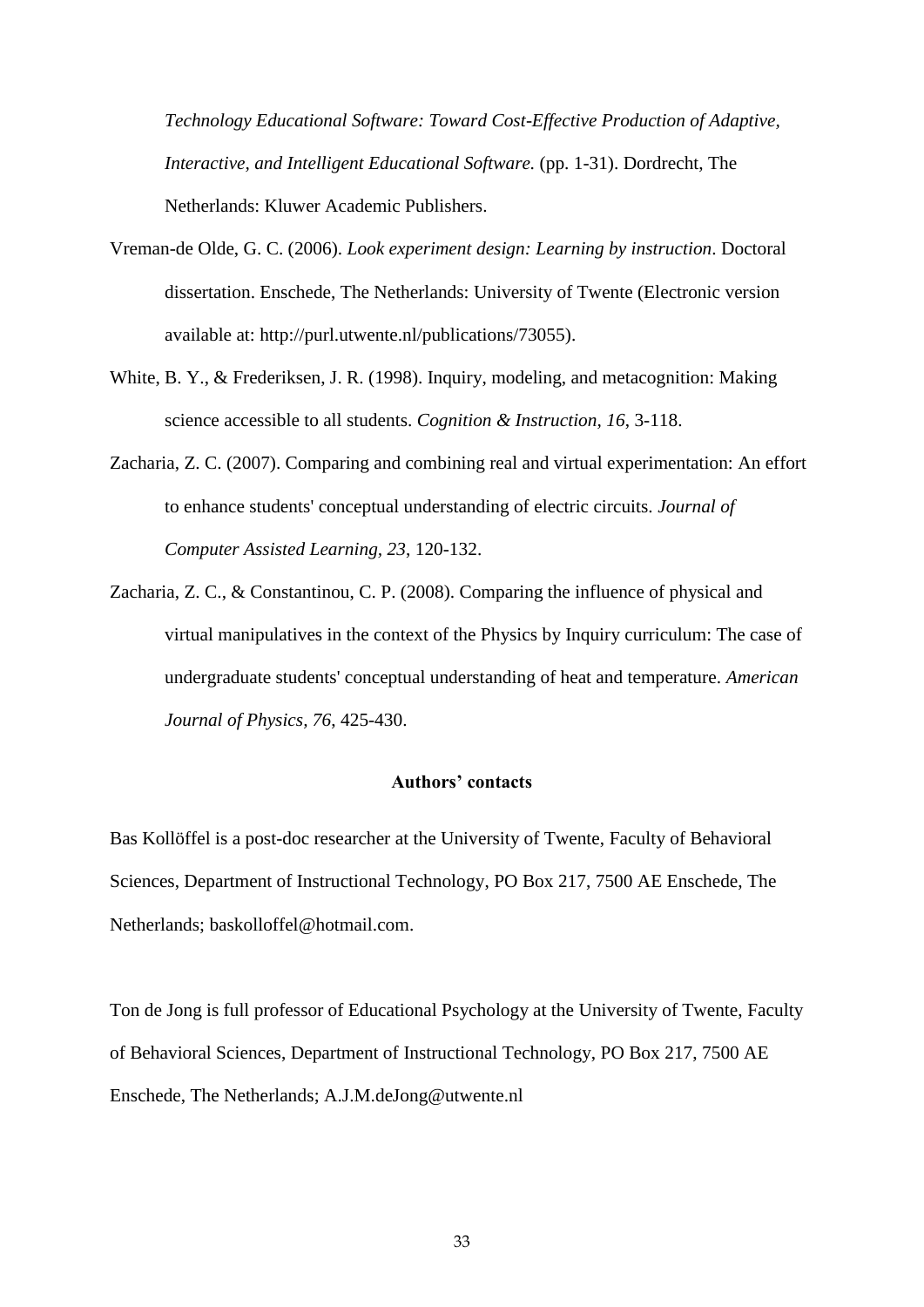*Technology Educational Software: Toward Cost-Effective Production of Adaptive, Interactive, and Intelligent Educational Software.* (pp. 1-31). Dordrecht, The Netherlands: Kluwer Academic Publishers.

Vreman-de Olde, G. C. (2006). *Look experiment design: Learning by instruction*. Doctoral dissertation. Enschede, The Netherlands: University of Twente (Electronic version available at: http://purl.utwente.nl/publications/73055).

White, B. Y., & Frederiksen, J. R. (1998). Inquiry, modeling, and metacognition: Making science accessible to all students. *Cognition & Instruction, 16*, 3-118.

Zacharia, Z. C. (2007). Comparing and combining real and virtual experimentation: An effort to enhance students' conceptual understanding of electric circuits. *Journal of Computer Assisted Learning, 23*, 120-132.

Zacharia, Z. C., & Constantinou, C. P. (2008). Comparing the influence of physical and virtual manipulatives in the context of the Physics by Inquiry curriculum: The case of undergraduate students' conceptual understanding of heat and temperature. *American Journal of Physics, 76*, 425-430.

**Authors' contacts**

Bas Kollöffel is a post-doc researcher at the University of Twente, Faculty of Behavioral Sciences, Department of Instructional Technology, PO Box 217, 7500 AE Enschede, The Netherlands; baskolloffel@hotmail.com.

Ton de Jong is full professor of Educational Psychology at the University of Twente, Faculty of Behavioral Sciences, Department of Instructional Technology, PO Box 217, 7500 AE Enschede, The Netherlands; A.J.M.deJong@utwente.nl